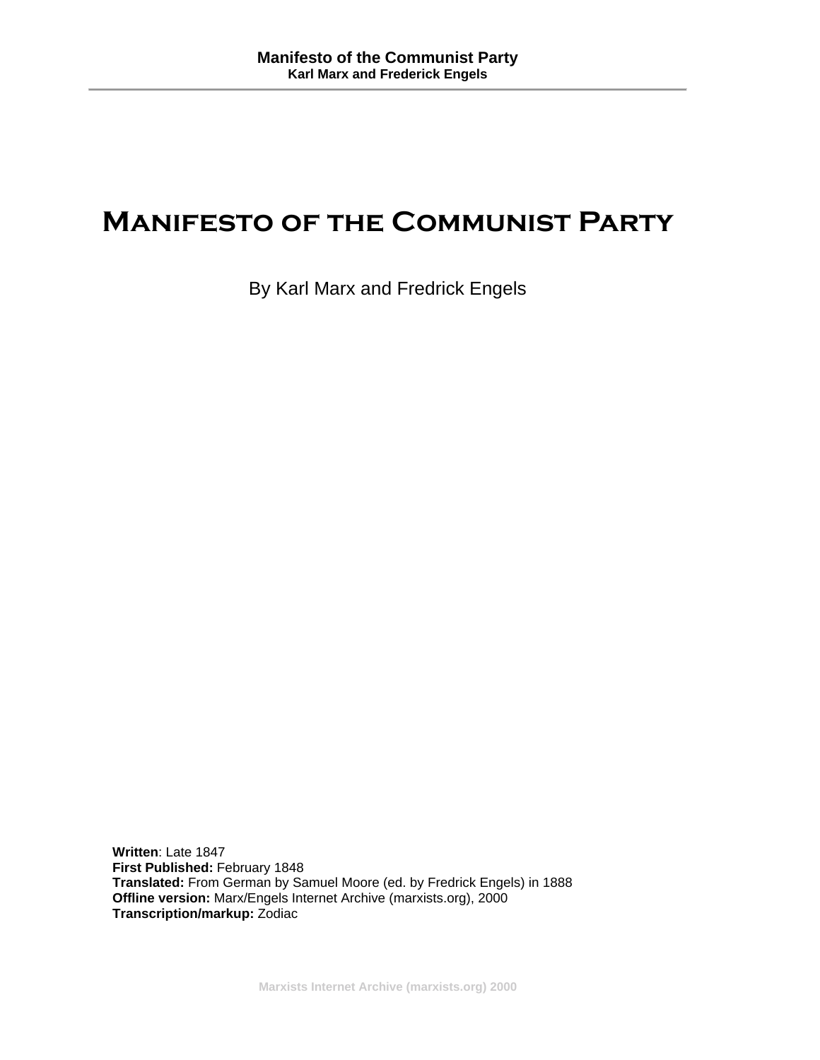# Manifesto of the Communist Party

By Karl Marx and Fredrick Engels

**Written**: Late 1847
**First Published:** February 1848
**Translated:** From German by Samuel Moore (ed. by Fredrick Engels) in 1888
**Offline version:** Marx/Engels Internet Archive (marxists.org), 2000
**Transcription/markup:** Zodiac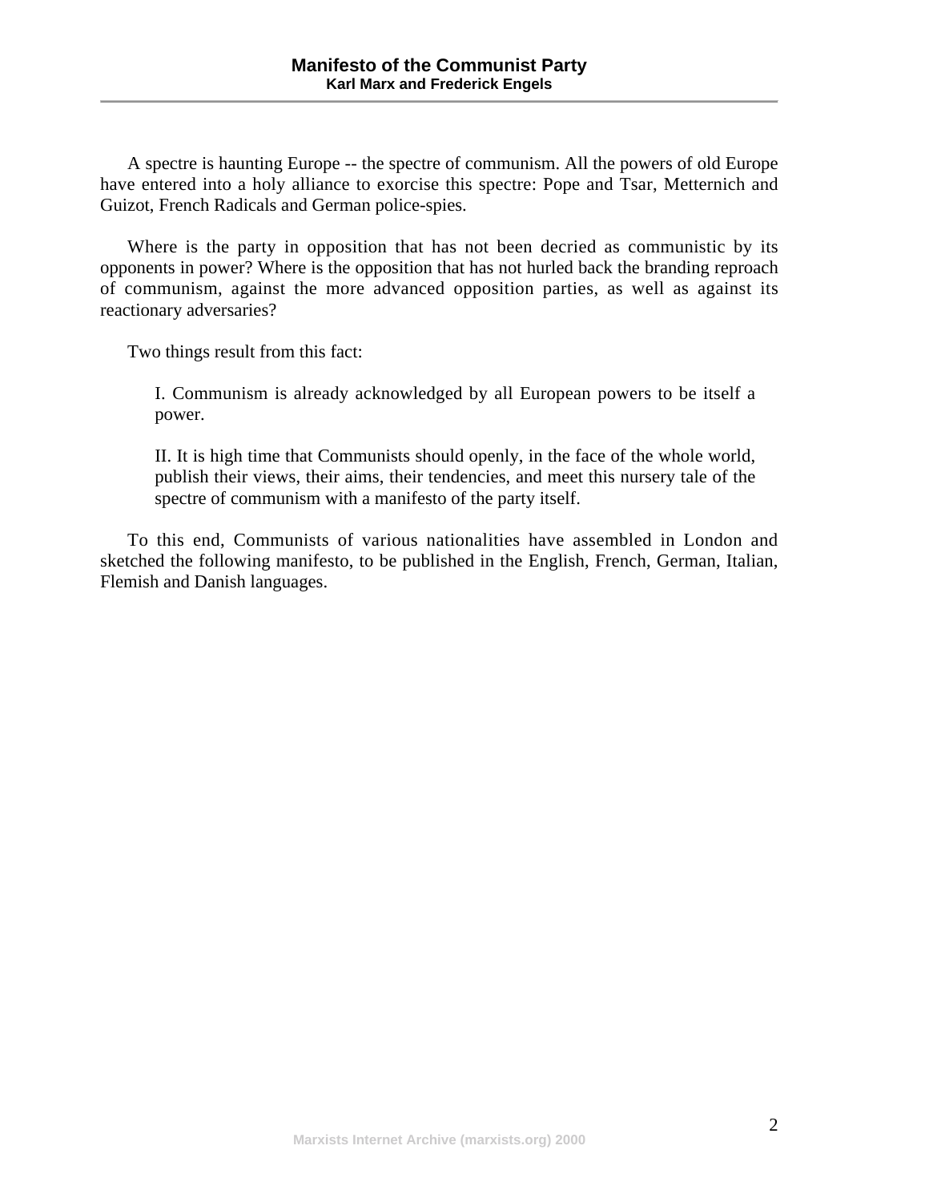A spectre is haunting Europe -- the spectre of communism. All the powers of old Europe have entered into a holy alliance to exorcise this spectre: Pope and Tsar, Metternich and Guizot, French Radicals and German police-spies.

Where is the party in opposition that has not been decried as communistic by its opponents in power? Where is the opposition that has not hurled back the branding reproach of communism, against the more advanced opposition parties, as well as against its reactionary adversaries?

Two things result from this fact:

> I. Communism is already acknowledged by all European powers to be itself a power.
>
> II. It is high time that Communists should openly, in the face of the whole world, publish their views, their aims, their tendencies, and meet this nursery tale of the spectre of communism with a manifesto of the party itself.

To this end, Communists of various nationalities have assembled in London and sketched the following manifesto, to be published in the English, French, German, Italian, Flemish and Danish languages.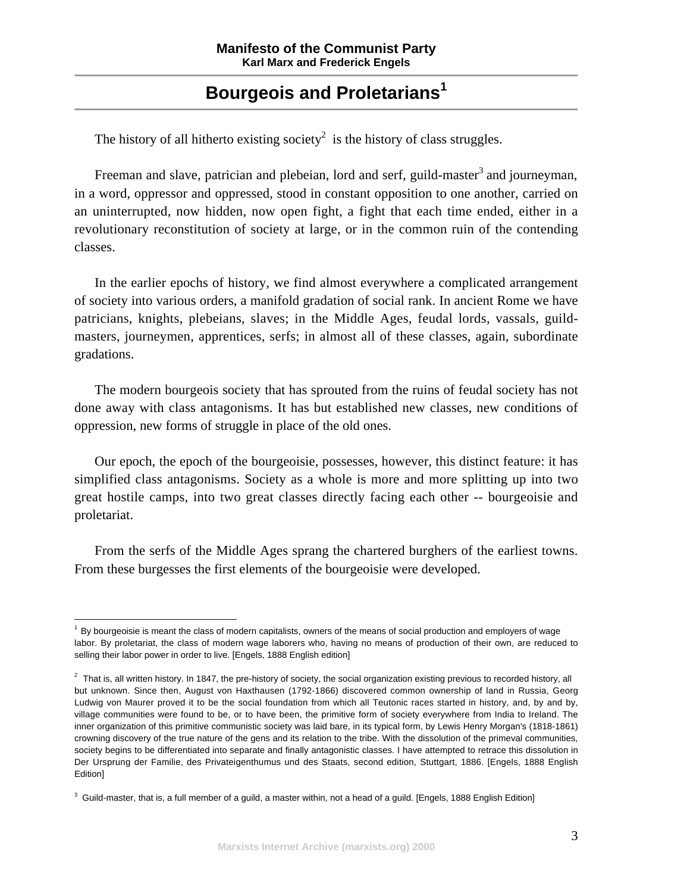## Bourgeois and Proletarians[1]

The history of all hitherto existing society[2] is the history of class struggles.

Freeman and slave, patrician and plebeian, lord and serf, guild-master[3] and journeyman, in a word, oppressor and oppressed, stood in constant opposition to one another, carried on an uninterrupted, now hidden, now open fight, a fight that each time ended, either in a revolutionary reconstitution of society at large, or in the common ruin of the contending classes.

In the earlier epochs of history, we find almost everywhere a complicated arrangement of society into various orders, a manifold gradation of social rank. In ancient Rome we have patricians, knights, plebeians, slaves; in the Middle Ages, feudal lords, vassals, guild-masters, journeymen, apprentices, serfs; in almost all of these classes, again, subordinate gradations.

The modern bourgeois society that has sprouted from the ruins of feudal society has not done away with class antagonisms. It has but established new classes, new conditions of oppression, new forms of struggle in place of the old ones.

Our epoch, the epoch of the bourgeoisie, possesses, however, this distinct feature: it has simplified class antagonisms. Society as a whole is more and more splitting up into two great hostile camps, into two great classes directly facing each other -- bourgeoisie and proletariat.

From the serfs of the Middle Ages sprang the chartered burghers of the earliest towns. From these burgesses the first elements of the bourgeoisie were developed.

---

[1] By bourgeoisie is meant the class of modern capitalists, owners of the means of social production and employers of wage labor. By proletariat, the class of modern wage laborers who, having no means of production of their own, are reduced to selling their labor power in order to live. [Engels, 1888 English edition]

[2] That is, all written history. In 1847, the pre-history of society, the social organization existing previous to recorded history, all but unknown. Since then, August von Haxthausen (1792-1866) discovered common ownership of land in Russia, Georg Ludwig von Maurer proved it to be the social foundation from which all Teutonic races started in history, and, by and by, village communities were found to be, or to have been, the primitive form of society everywhere from India to Ireland. The inner organization of this primitive communistic society was laid bare, in its typical form, by Lewis Henry Morgan's (1818-1861) crowning discovery of the true nature of the gens and its relation to the tribe. With the dissolution of the primeval communities, society begins to be differentiated into separate and finally antagonistic classes. I have attempted to retrace this dissolution in Der Ursprung der Familie, des Privateigenthumus und des Staats, second edition, Stuttgart, 1886. [Engels, 1888 English Edition]

[3] Guild-master, that is, a full member of a guild, a master within, not a head of a guild. [Engels, 1888 English Edition]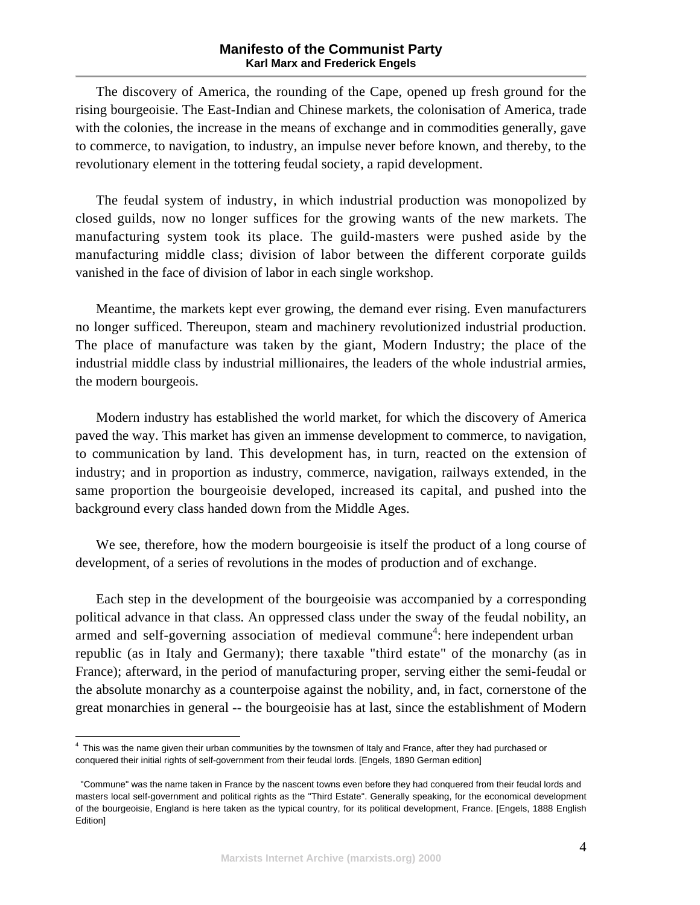The discovery of America, the rounding of the Cape, opened up fresh ground for the rising bourgeoisie. The East-Indian and Chinese markets, the colonisation of America, trade with the colonies, the increase in the means of exchange and in commodities generally, gave to commerce, to navigation, to industry, an impulse never before known, and thereby, to the revolutionary element in the tottering feudal society, a rapid development.

The feudal system of industry, in which industrial production was monopolized by closed guilds, now no longer suffices for the growing wants of the new markets. The manufacturing system took its place. The guild-masters were pushed aside by the manufacturing middle class; division of labor between the different corporate guilds vanished in the face of division of labor in each single workshop.

Meantime, the markets kept ever growing, the demand ever rising. Even manufacturers no longer sufficed. Thereupon, steam and machinery revolutionized industrial production. The place of manufacture was taken by the giant, Modern Industry; the place of the industrial middle class by industrial millionaires, the leaders of the whole industrial armies, the modern bourgeois.

Modern industry has established the world market, for which the discovery of America paved the way. This market has given an immense development to commerce, to navigation, to communication by land. This development has, in turn, reacted on the extension of industry; and in proportion as industry, commerce, navigation, railways extended, in the same proportion the bourgeoisie developed, increased its capital, and pushed into the background every class handed down from the Middle Ages.

We see, therefore, how the modern bourgeoisie is itself the product of a long course of development, of a series of revolutions in the modes of production and of exchange.

Each step in the development of the bourgeoisie was accompanied by a corresponding political advance in that class. An oppressed class under the sway of the feudal nobility, an armed and self-governing association of medieval commune[4]: here independent urban republic (as in Italy and Germany); there taxable "third estate" of the monarchy (as in France); afterward, in the period of manufacturing proper, serving either the semi-feudal or the absolute monarchy as a counterpoise against the nobility, and, in fact, cornerstone of the great monarchies in general -- the bourgeoisie has at last, since the establishment of Modern

---

[4] This was the name given their urban communities by the townsmen of Italy and France, after they had purchased or conquered their initial rights of self-government from their feudal lords. [Engels, 1890 German edition]

"Commune" was the name taken in France by the nascent towns even before they had conquered from their feudal lords and masters local self-government and political rights as the "Third Estate". Generally speaking, for the economical development of the bourgeoisie, England is here taken as the typical country, for its political development, France. [Engels, 1888 English Edition]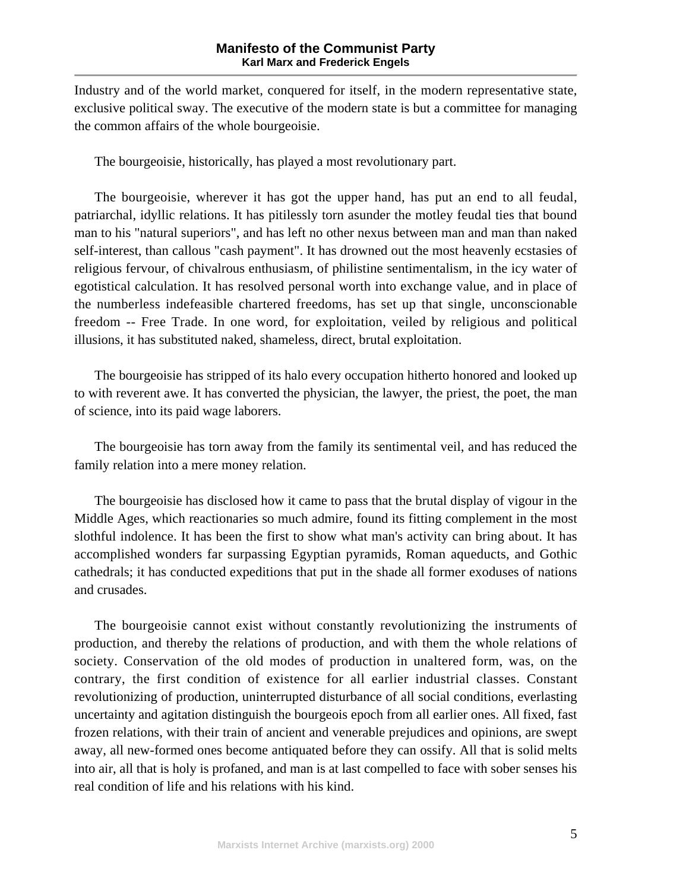Industry and of the world market, conquered for itself, in the modern representative state, exclusive political sway. The executive of the modern state is but a committee for managing the common affairs of the whole bourgeoisie.

The bourgeoisie, historically, has played a most revolutionary part.

The bourgeoisie, wherever it has got the upper hand, has put an end to all feudal, patriarchal, idyllic relations. It has pitilessly torn asunder the motley feudal ties that bound man to his "natural superiors", and has left no other nexus between man and man than naked self-interest, than callous "cash payment". It has drowned out the most heavenly ecstasies of religious fervour, of chivalrous enthusiasm, of philistine sentimentalism, in the icy water of egotistical calculation. It has resolved personal worth into exchange value, and in place of the numberless indefeasible chartered freedoms, has set up that single, unconscionable freedom -- Free Trade. In one word, for exploitation, veiled by religious and political illusions, it has substituted naked, shameless, direct, brutal exploitation.

The bourgeoisie has stripped of its halo every occupation hitherto honored and looked up to with reverent awe. It has converted the physician, the lawyer, the priest, the poet, the man of science, into its paid wage laborers.

The bourgeoisie has torn away from the family its sentimental veil, and has reduced the family relation into a mere money relation.

The bourgeoisie has disclosed how it came to pass that the brutal display of vigour in the Middle Ages, which reactionaries so much admire, found its fitting complement in the most slothful indolence. It has been the first to show what man's activity can bring about. It has accomplished wonders far surpassing Egyptian pyramids, Roman aqueducts, and Gothic cathedrals; it has conducted expeditions that put in the shade all former exoduses of nations and crusades.

The bourgeoisie cannot exist without constantly revolutionizing the instruments of production, and thereby the relations of production, and with them the whole relations of society. Conservation of the old modes of production in unaltered form, was, on the contrary, the first condition of existence for all earlier industrial classes. Constant revolutionizing of production, uninterrupted disturbance of all social conditions, everlasting uncertainty and agitation distinguish the bourgeois epoch from all earlier ones. All fixed, fast frozen relations, with their train of ancient and venerable prejudices and opinions, are swept away, all new-formed ones become antiquated before they can ossify. All that is solid melts into air, all that is holy is profaned, and man is at last compelled to face with sober senses his real condition of life and his relations with his kind.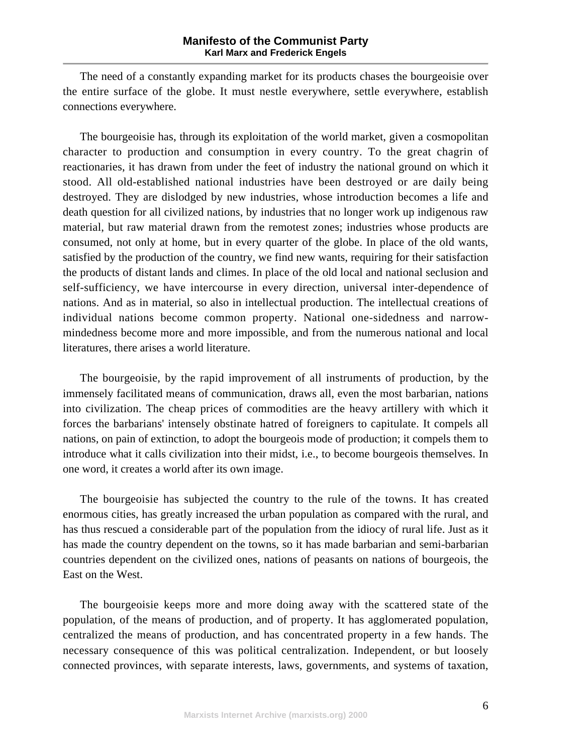The need of a constantly expanding market for its products chases the bourgeoisie over the entire surface of the globe. It must nestle everywhere, settle everywhere, establish connections everywhere.

The bourgeoisie has, through its exploitation of the world market, given a cosmopolitan character to production and consumption in every country. To the great chagrin of reactionaries, it has drawn from under the feet of industry the national ground on which it stood. All old-established national industries have been destroyed or are daily being destroyed. They are dislodged by new industries, whose introduction becomes a life and death question for all civilized nations, by industries that no longer work up indigenous raw material, but raw material drawn from the remotest zones; industries whose products are consumed, not only at home, but in every quarter of the globe. In place of the old wants, satisfied by the production of the country, we find new wants, requiring for their satisfaction the products of distant lands and climes. In place of the old local and national seclusion and self-sufficiency, we have intercourse in every direction, universal inter-dependence of nations. And as in material, so also in intellectual production. The intellectual creations of individual nations become common property. National one-sidedness and narrow-mindedness become more and more impossible, and from the numerous national and local literatures, there arises a world literature.

The bourgeoisie, by the rapid improvement of all instruments of production, by the immensely facilitated means of communication, draws all, even the most barbarian, nations into civilization. The cheap prices of commodities are the heavy artillery with which it forces the barbarians' intensely obstinate hatred of foreigners to capitulate. It compels all nations, on pain of extinction, to adopt the bourgeois mode of production; it compels them to introduce what it calls civilization into their midst, i.e., to become bourgeois themselves. In one word, it creates a world after its own image.

The bourgeoisie has subjected the country to the rule of the towns. It has created enormous cities, has greatly increased the urban population as compared with the rural, and has thus rescued a considerable part of the population from the idiocy of rural life. Just as it has made the country dependent on the towns, so it has made barbarian and semi-barbarian countries dependent on the civilized ones, nations of peasants on nations of bourgeois, the East on the West.

The bourgeoisie keeps more and more doing away with the scattered state of the population, of the means of production, and of property. It has agglomerated population, centralized the means of production, and has concentrated property in a few hands. The necessary consequence of this was political centralization. Independent, or but loosely connected provinces, with separate interests, laws, governments, and systems of taxation,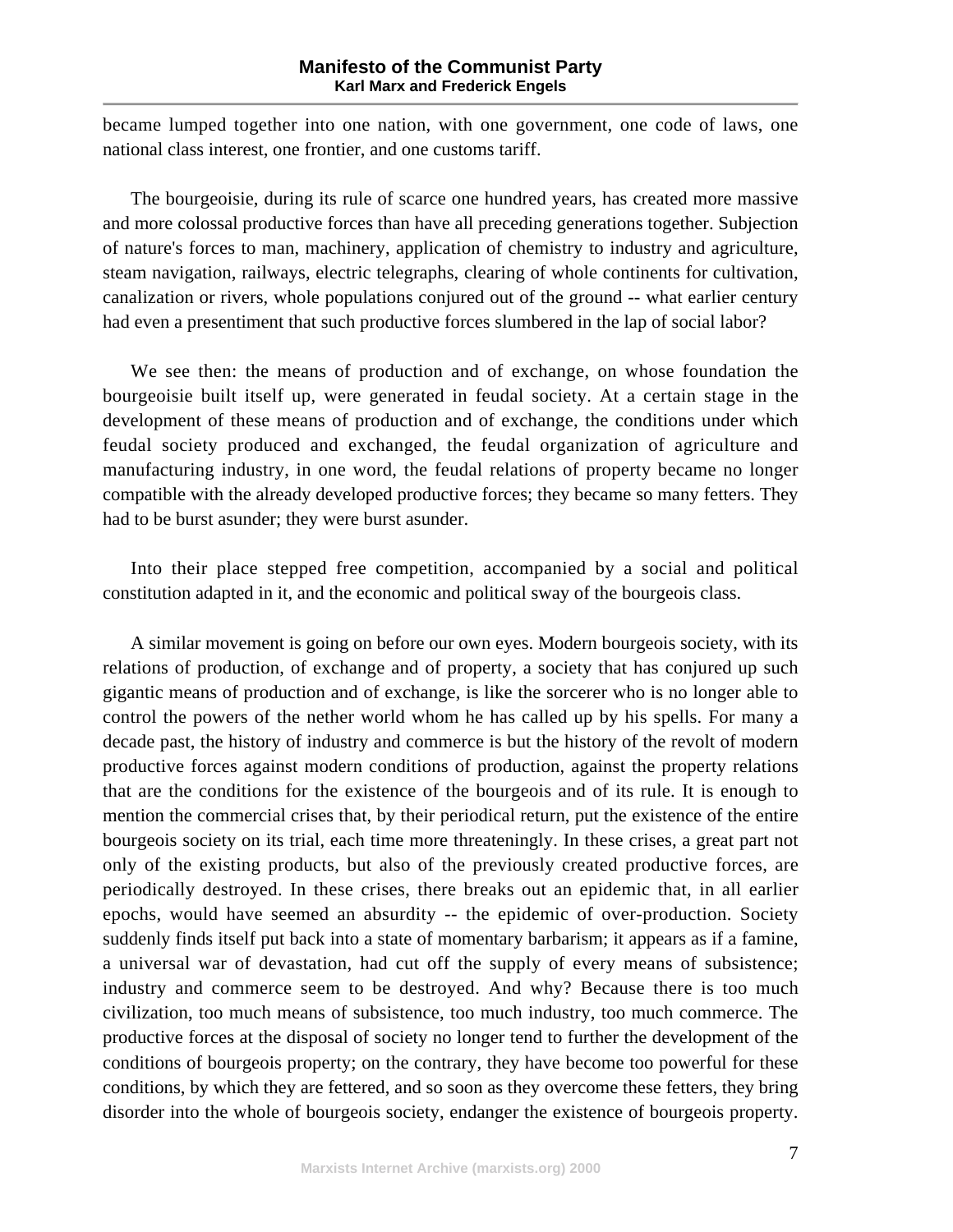became lumped together into one nation, with one government, one code of laws, one national class interest, one frontier, and one customs tariff.

The bourgeoisie, during its rule of scarce one hundred years, has created more massive and more colossal productive forces than have all preceding generations together. Subjection of nature's forces to man, machinery, application of chemistry to industry and agriculture, steam navigation, railways, electric telegraphs, clearing of whole continents for cultivation, canalization or rivers, whole populations conjured out of the ground -- what earlier century had even a presentiment that such productive forces slumbered in the lap of social labor?

We see then: the means of production and of exchange, on whose foundation the bourgeoisie built itself up, were generated in feudal society. At a certain stage in the development of these means of production and of exchange, the conditions under which feudal society produced and exchanged, the feudal organization of agriculture and manufacturing industry, in one word, the feudal relations of property became no longer compatible with the already developed productive forces; they became so many fetters. They had to be burst asunder; they were burst asunder.

Into their place stepped free competition, accompanied by a social and political constitution adapted in it, and the economic and political sway of the bourgeois class.

A similar movement is going on before our own eyes. Modern bourgeois society, with its relations of production, of exchange and of property, a society that has conjured up such gigantic means of production and of exchange, is like the sorcerer who is no longer able to control the powers of the nether world whom he has called up by his spells. For many a decade past, the history of industry and commerce is but the history of the revolt of modern productive forces against modern conditions of production, against the property relations that are the conditions for the existence of the bourgeois and of its rule. It is enough to mention the commercial crises that, by their periodical return, put the existence of the entire bourgeois society on its trial, each time more threateningly. In these crises, a great part not only of the existing products, but also of the previously created productive forces, are periodically destroyed. In these crises, there breaks out an epidemic that, in all earlier epochs, would have seemed an absurdity -- the epidemic of over-production. Society suddenly finds itself put back into a state of momentary barbarism; it appears as if a famine, a universal war of devastation, had cut off the supply of every means of subsistence; industry and commerce seem to be destroyed. And why? Because there is too much civilization, too much means of subsistence, too much industry, too much commerce. The productive forces at the disposal of society no longer tend to further the development of the conditions of bourgeois property; on the contrary, they have become too powerful for these conditions, by which they are fettered, and so soon as they overcome these fetters, they bring disorder into the whole of bourgeois society, endanger the existence of bourgeois property.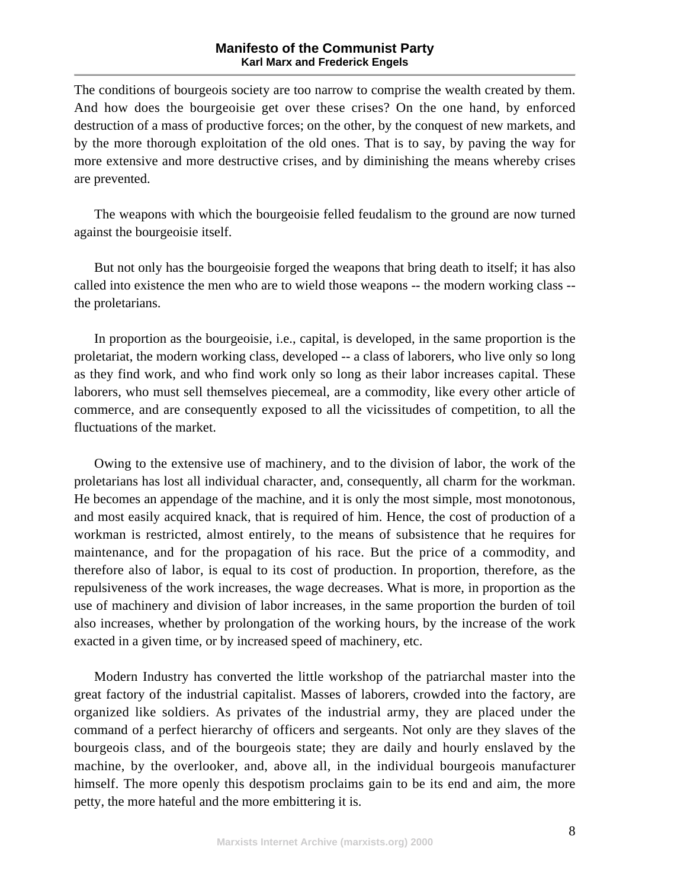The conditions of bourgeois society are too narrow to comprise the wealth created by them. And how does the bourgeoisie get over these crises? On the one hand, by enforced destruction of a mass of productive forces; on the other, by the conquest of new markets, and by the more thorough exploitation of the old ones. That is to say, by paving the way for more extensive and more destructive crises, and by diminishing the means whereby crises are prevented.

The weapons with which the bourgeoisie felled feudalism to the ground are now turned against the bourgeoisie itself.

But not only has the bourgeoisie forged the weapons that bring death to itself; it has also called into existence the men who are to wield those weapons -- the modern working class -- the proletarians.

In proportion as the bourgeoisie, i.e., capital, is developed, in the same proportion is the proletariat, the modern working class, developed -- a class of laborers, who live only so long as they find work, and who find work only so long as their labor increases capital. These laborers, who must sell themselves piecemeal, are a commodity, like every other article of commerce, and are consequently exposed to all the vicissitudes of competition, to all the fluctuations of the market.

Owing to the extensive use of machinery, and to the division of labor, the work of the proletarians has lost all individual character, and, consequently, all charm for the workman. He becomes an appendage of the machine, and it is only the most simple, most monotonous, and most easily acquired knack, that is required of him. Hence, the cost of production of a workman is restricted, almost entirely, to the means of subsistence that he requires for maintenance, and for the propagation of his race. But the price of a commodity, and therefore also of labor, is equal to its cost of production. In proportion, therefore, as the repulsiveness of the work increases, the wage decreases. What is more, in proportion as the use of machinery and division of labor increases, in the same proportion the burden of toil also increases, whether by prolongation of the working hours, by the increase of the work exacted in a given time, or by increased speed of machinery, etc.

Modern Industry has converted the little workshop of the patriarchal master into the great factory of the industrial capitalist. Masses of laborers, crowded into the factory, are organized like soldiers. As privates of the industrial army, they are placed under the command of a perfect hierarchy of officers and sergeants. Not only are they slaves of the bourgeois class, and of the bourgeois state; they are daily and hourly enslaved by the machine, by the overlooker, and, above all, in the individual bourgeois manufacturer himself. The more openly this despotism proclaims gain to be its end and aim, the more petty, the more hateful and the more embittering it is.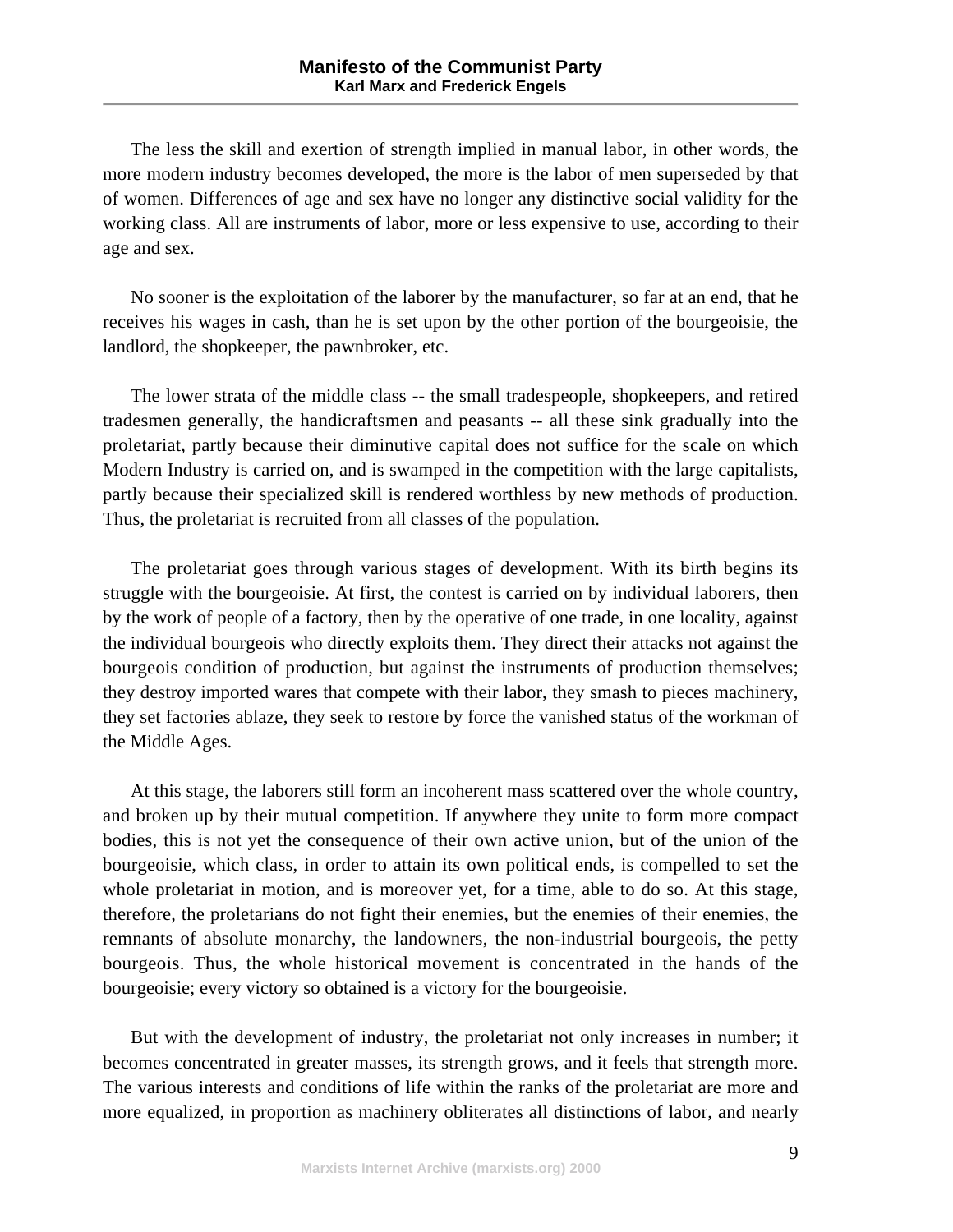The less the skill and exertion of strength implied in manual labor, in other words, the more modern industry becomes developed, the more is the labor of men superseded by that of women. Differences of age and sex have no longer any distinctive social validity for the working class. All are instruments of labor, more or less expensive to use, according to their age and sex.

No sooner is the exploitation of the laborer by the manufacturer, so far at an end, that he receives his wages in cash, than he is set upon by the other portion of the bourgeoisie, the landlord, the shopkeeper, the pawnbroker, etc.

The lower strata of the middle class -- the small tradespeople, shopkeepers, and retired tradesmen generally, the handicraftsmen and peasants -- all these sink gradually into the proletariat, partly because their diminutive capital does not suffice for the scale on which Modern Industry is carried on, and is swamped in the competition with the large capitalists, partly because their specialized skill is rendered worthless by new methods of production. Thus, the proletariat is recruited from all classes of the population.

The proletariat goes through various stages of development. With its birth begins its struggle with the bourgeoisie. At first, the contest is carried on by individual laborers, then by the work of people of a factory, then by the operative of one trade, in one locality, against the individual bourgeois who directly exploits them. They direct their attacks not against the bourgeois condition of production, but against the instruments of production themselves; they destroy imported wares that compete with their labor, they smash to pieces machinery, they set factories ablaze, they seek to restore by force the vanished status of the workman of the Middle Ages.

At this stage, the laborers still form an incoherent mass scattered over the whole country, and broken up by their mutual competition. If anywhere they unite to form more compact bodies, this is not yet the consequence of their own active union, but of the union of the bourgeoisie, which class, in order to attain its own political ends, is compelled to set the whole proletariat in motion, and is moreover yet, for a time, able to do so. At this stage, therefore, the proletarians do not fight their enemies, but the enemies of their enemies, the remnants of absolute monarchy, the landowners, the non-industrial bourgeois, the petty bourgeois. Thus, the whole historical movement is concentrated in the hands of the bourgeoisie; every victory so obtained is a victory for the bourgeoisie.

But with the development of industry, the proletariat not only increases in number; it becomes concentrated in greater masses, its strength grows, and it feels that strength more. The various interests and conditions of life within the ranks of the proletariat are more and more equalized, in proportion as machinery obliterates all distinctions of labor, and nearly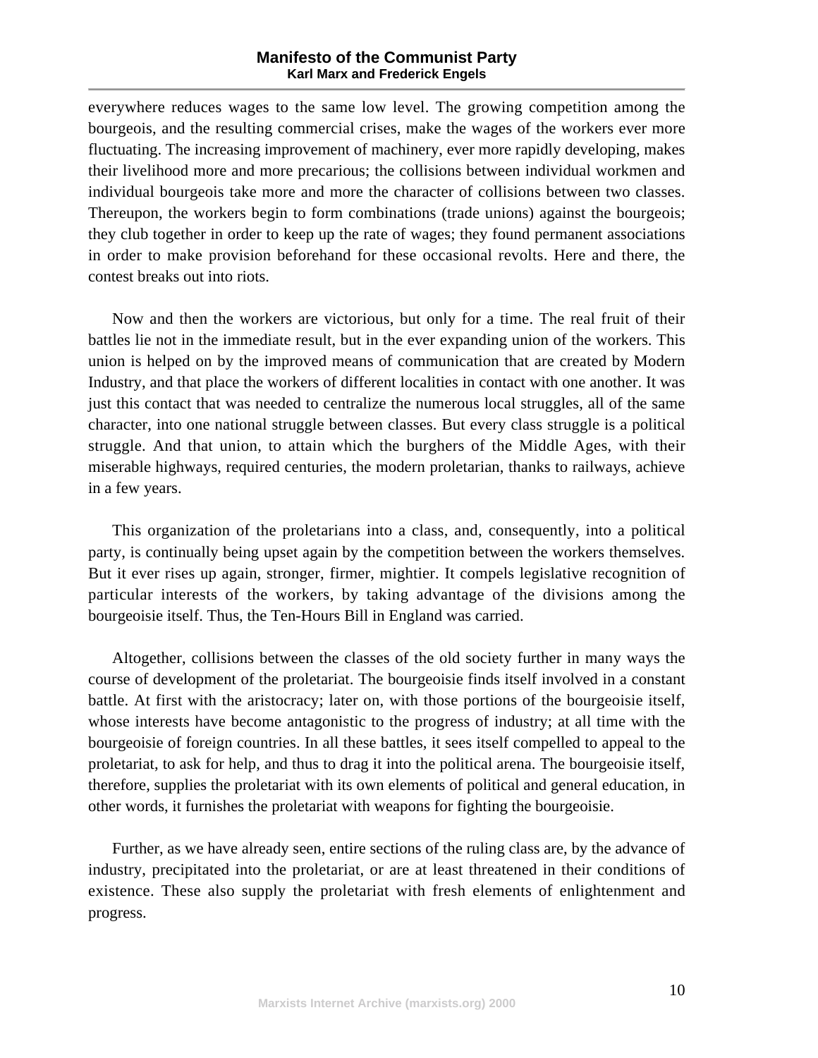everywhere reduces wages to the same low level. The growing competition among the bourgeois, and the resulting commercial crises, make the wages of the workers ever more fluctuating. The increasing improvement of machinery, ever more rapidly developing, makes their livelihood more and more precarious; the collisions between individual workmen and individual bourgeois take more and more the character of collisions between two classes. Thereupon, the workers begin to form combinations (trade unions) against the bourgeois; they club together in order to keep up the rate of wages; they found permanent associations in order to make provision beforehand for these occasional revolts. Here and there, the contest breaks out into riots.

Now and then the workers are victorious, but only for a time. The real fruit of their battles lie not in the immediate result, but in the ever expanding union of the workers. This union is helped on by the improved means of communication that are created by Modern Industry, and that place the workers of different localities in contact with one another. It was just this contact that was needed to centralize the numerous local struggles, all of the same character, into one national struggle between classes. But every class struggle is a political struggle. And that union, to attain which the burghers of the Middle Ages, with their miserable highways, required centuries, the modern proletarian, thanks to railways, achieve in a few years.

This organization of the proletarians into a class, and, consequently, into a political party, is continually being upset again by the competition between the workers themselves. But it ever rises up again, stronger, firmer, mightier. It compels legislative recognition of particular interests of the workers, by taking advantage of the divisions among the bourgeoisie itself. Thus, the Ten-Hours Bill in England was carried.

Altogether, collisions between the classes of the old society further in many ways the course of development of the proletariat. The bourgeoisie finds itself involved in a constant battle. At first with the aristocracy; later on, with those portions of the bourgeoisie itself, whose interests have become antagonistic to the progress of industry; at all time with the bourgeoisie of foreign countries. In all these battles, it sees itself compelled to appeal to the proletariat, to ask for help, and thus to drag it into the political arena. The bourgeoisie itself, therefore, supplies the proletariat with its own elements of political and general education, in other words, it furnishes the proletariat with weapons for fighting the bourgeoisie.

Further, as we have already seen, entire sections of the ruling class are, by the advance of industry, precipitated into the proletariat, or are at least threatened in their conditions of existence. These also supply the proletariat with fresh elements of enlightenment and progress.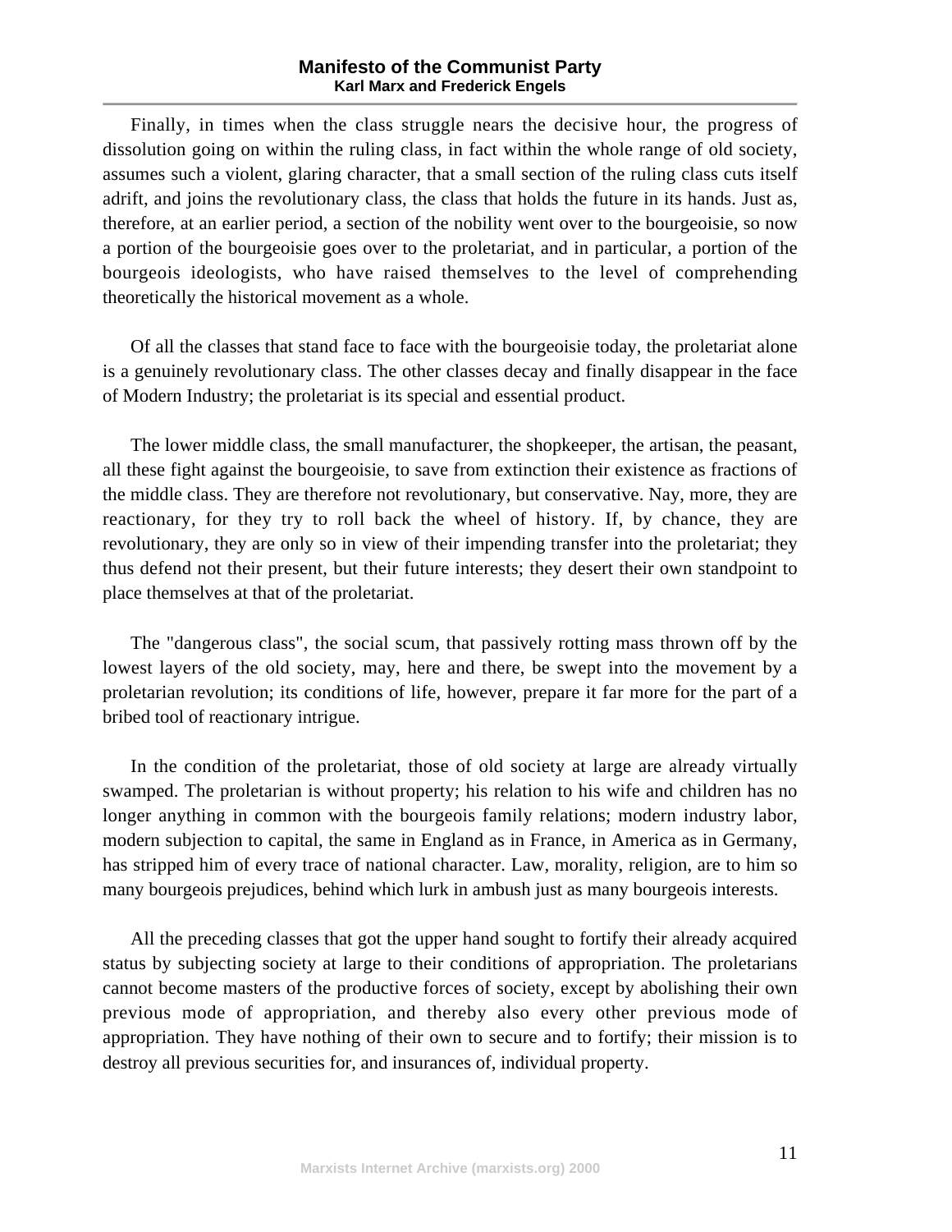Finally, in times when the class struggle nears the decisive hour, the progress of dissolution going on within the ruling class, in fact within the whole range of old society, assumes such a violent, glaring character, that a small section of the ruling class cuts itself adrift, and joins the revolutionary class, the class that holds the future in its hands. Just as, therefore, at an earlier period, a section of the nobility went over to the bourgeoisie, so now a portion of the bourgeoisie goes over to the proletariat, and in particular, a portion of the bourgeois ideologists, who have raised themselves to the level of comprehending theoretically the historical movement as a whole.

Of all the classes that stand face to face with the bourgeoisie today, the proletariat alone is a genuinely revolutionary class. The other classes decay and finally disappear in the face of Modern Industry; the proletariat is its special and essential product.

The lower middle class, the small manufacturer, the shopkeeper, the artisan, the peasant, all these fight against the bourgeoisie, to save from extinction their existence as fractions of the middle class. They are therefore not revolutionary, but conservative. Nay, more, they are reactionary, for they try to roll back the wheel of history. If, by chance, they are revolutionary, they are only so in view of their impending transfer into the proletariat; they thus defend not their present, but their future interests; they desert their own standpoint to place themselves at that of the proletariat.

The "dangerous class", the social scum, that passively rotting mass thrown off by the lowest layers of the old society, may, here and there, be swept into the movement by a proletarian revolution; its conditions of life, however, prepare it far more for the part of a bribed tool of reactionary intrigue.

In the condition of the proletariat, those of old society at large are already virtually swamped. The proletarian is without property; his relation to his wife and children has no longer anything in common with the bourgeois family relations; modern industry labor, modern subjection to capital, the same in England as in France, in America as in Germany, has stripped him of every trace of national character. Law, morality, religion, are to him so many bourgeois prejudices, behind which lurk in ambush just as many bourgeois interests.

All the preceding classes that got the upper hand sought to fortify their already acquired status by subjecting society at large to their conditions of appropriation. The proletarians cannot become masters of the productive forces of society, except by abolishing their own previous mode of appropriation, and thereby also every other previous mode of appropriation. They have nothing of their own to secure and to fortify; their mission is to destroy all previous securities for, and insurances of, individual property.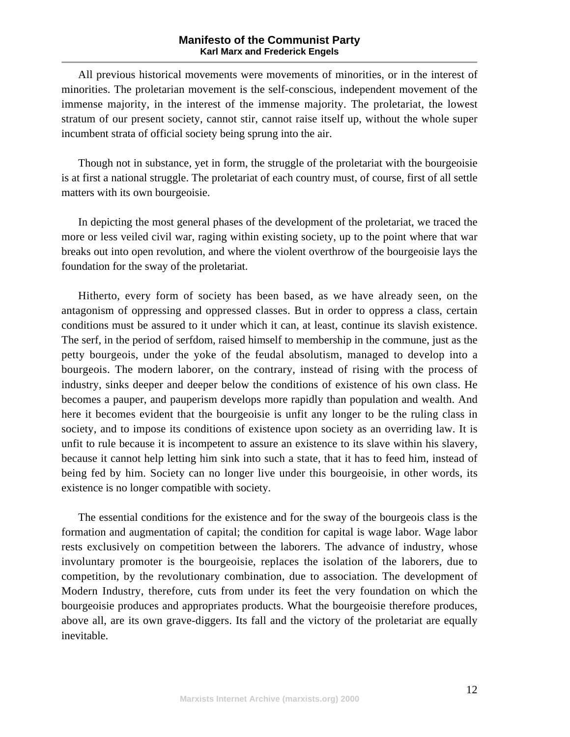All previous historical movements were movements of minorities, or in the interest of minorities. The proletarian movement is the self-conscious, independent movement of the immense majority, in the interest of the immense majority. The proletariat, the lowest stratum of our present society, cannot stir, cannot raise itself up, without the whole super incumbent strata of official society being sprung into the air.

Though not in substance, yet in form, the struggle of the proletariat with the bourgeoisie is at first a national struggle. The proletariat of each country must, of course, first of all settle matters with its own bourgeoisie.

In depicting the most general phases of the development of the proletariat, we traced the more or less veiled civil war, raging within existing society, up to the point where that war breaks out into open revolution, and where the violent overthrow of the bourgeoisie lays the foundation for the sway of the proletariat.

Hitherto, every form of society has been based, as we have already seen, on the antagonism of oppressing and oppressed classes. But in order to oppress a class, certain conditions must be assured to it under which it can, at least, continue its slavish existence. The serf, in the period of serfdom, raised himself to membership in the commune, just as the petty bourgeois, under the yoke of the feudal absolutism, managed to develop into a bourgeois. The modern laborer, on the contrary, instead of rising with the process of industry, sinks deeper and deeper below the conditions of existence of his own class. He becomes a pauper, and pauperism develops more rapidly than population and wealth. And here it becomes evident that the bourgeoisie is unfit any longer to be the ruling class in society, and to impose its conditions of existence upon society as an overriding law. It is unfit to rule because it is incompetent to assure an existence to its slave within his slavery, because it cannot help letting him sink into such a state, that it has to feed him, instead of being fed by him. Society can no longer live under this bourgeoisie, in other words, its existence is no longer compatible with society.

The essential conditions for the existence and for the sway of the bourgeois class is the formation and augmentation of capital; the condition for capital is wage labor. Wage labor rests exclusively on competition between the laborers. The advance of industry, whose involuntary promoter is the bourgeoisie, replaces the isolation of the laborers, due to competition, by the revolutionary combination, due to association. The development of Modern Industry, therefore, cuts from under its feet the very foundation on which the bourgeoisie produces and appropriates products. What the bourgeoisie therefore produces, above all, are its own grave-diggers. Its fall and the victory of the proletariat are equally inevitable.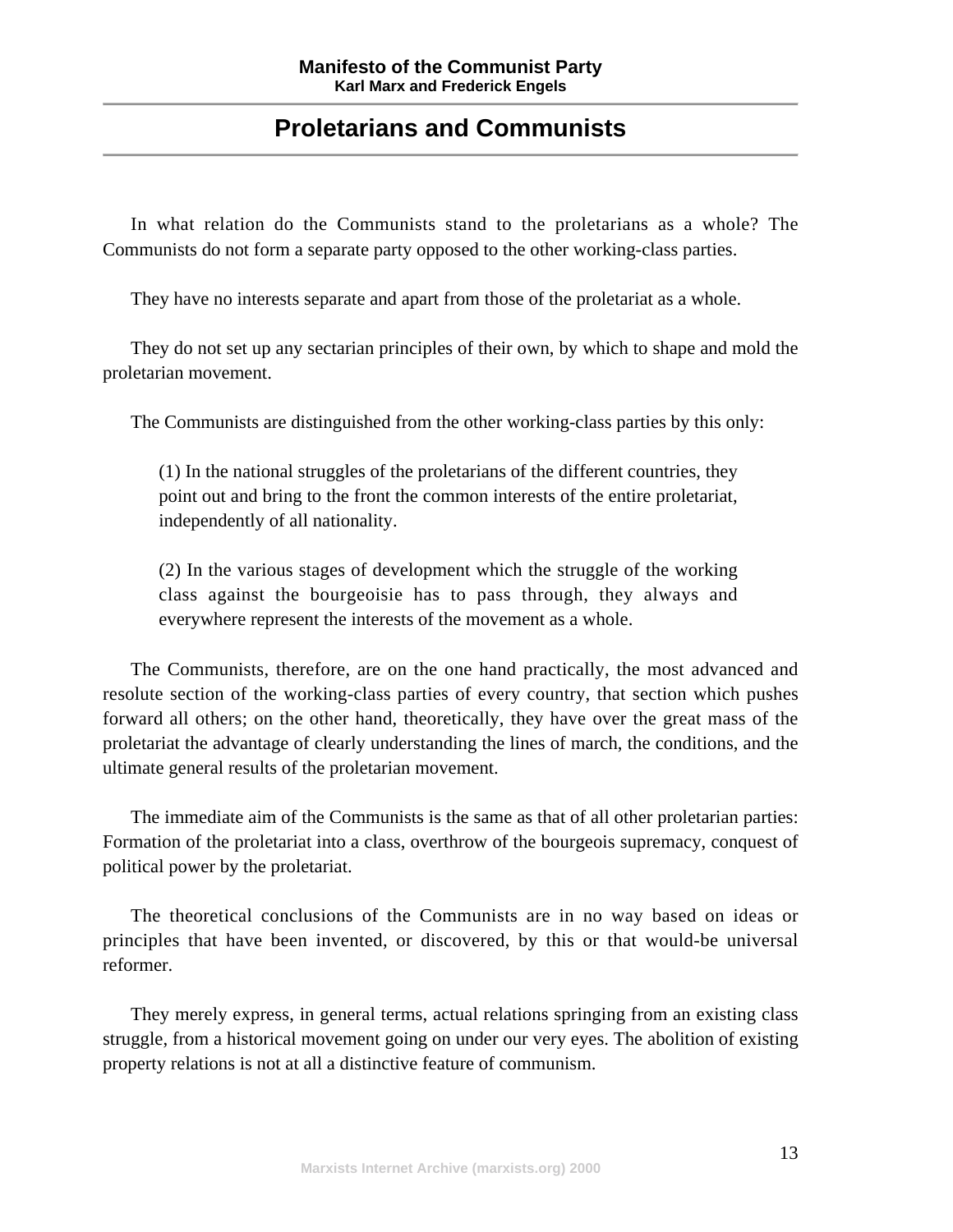## Proletarians and Communists

In what relation do the Communists stand to the proletarians as a whole? The Communists do not form a separate party opposed to the other working-class parties.

They have no interests separate and apart from those of the proletariat as a whole.

They do not set up any sectarian principles of their own, by which to shape and mold the proletarian movement.

The Communists are distinguished from the other working-class parties by this only:

> (1) In the national struggles of the proletarians of the different countries, they point out and bring to the front the common interests of the entire proletariat, independently of all nationality.
>
> (2) In the various stages of development which the struggle of the working class against the bourgeoisie has to pass through, they always and everywhere represent the interests of the movement as a whole.

The Communists, therefore, are on the one hand practically, the most advanced and resolute section of the working-class parties of every country, that section which pushes forward all others; on the other hand, theoretically, they have over the great mass of the proletariat the advantage of clearly understanding the lines of march, the conditions, and the ultimate general results of the proletarian movement.

The immediate aim of the Communists is the same as that of all other proletarian parties: Formation of the proletariat into a class, overthrow of the bourgeois supremacy, conquest of political power by the proletariat.

The theoretical conclusions of the Communists are in no way based on ideas or principles that have been invented, or discovered, by this or that would-be universal reformer.

They merely express, in general terms, actual relations springing from an existing class struggle, from a historical movement going on under our very eyes. The abolition of existing property relations is not at all a distinctive feature of communism.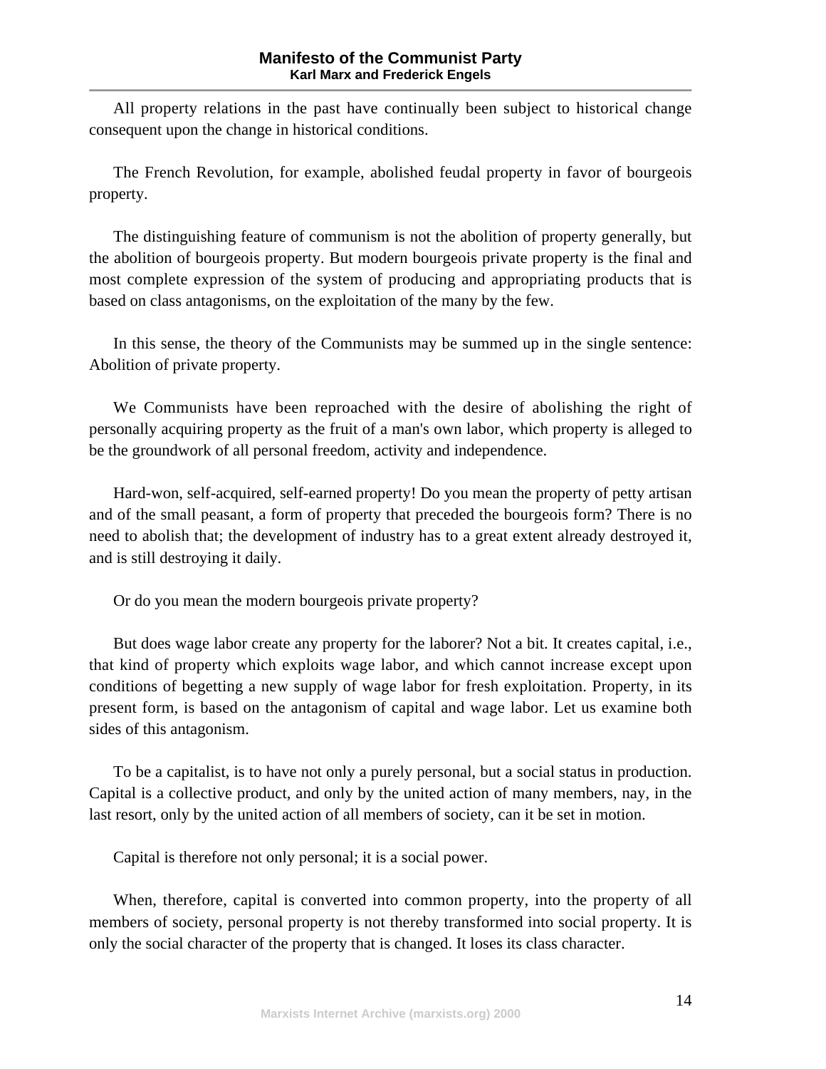All property relations in the past have continually been subject to historical change consequent upon the change in historical conditions.

The French Revolution, for example, abolished feudal property in favor of bourgeois property.

The distinguishing feature of communism is not the abolition of property generally, but the abolition of bourgeois property. But modern bourgeois private property is the final and most complete expression of the system of producing and appropriating products that is based on class antagonisms, on the exploitation of the many by the few.

In this sense, the theory of the Communists may be summed up in the single sentence: Abolition of private property.

We Communists have been reproached with the desire of abolishing the right of personally acquiring property as the fruit of a man's own labor, which property is alleged to be the groundwork of all personal freedom, activity and independence.

Hard-won, self-acquired, self-earned property! Do you mean the property of petty artisan and of the small peasant, a form of property that preceded the bourgeois form? There is no need to abolish that; the development of industry has to a great extent already destroyed it, and is still destroying it daily.

Or do you mean the modern bourgeois private property?

But does wage labor create any property for the laborer? Not a bit. It creates capital, i.e., that kind of property which exploits wage labor, and which cannot increase except upon conditions of begetting a new supply of wage labor for fresh exploitation. Property, in its present form, is based on the antagonism of capital and wage labor. Let us examine both sides of this antagonism.

To be a capitalist, is to have not only a purely personal, but a social status in production. Capital is a collective product, and only by the united action of many members, nay, in the last resort, only by the united action of all members of society, can it be set in motion.

Capital is therefore not only personal; it is a social power.

When, therefore, capital is converted into common property, into the property of all members of society, personal property is not thereby transformed into social property. It is only the social character of the property that is changed. It loses its class character.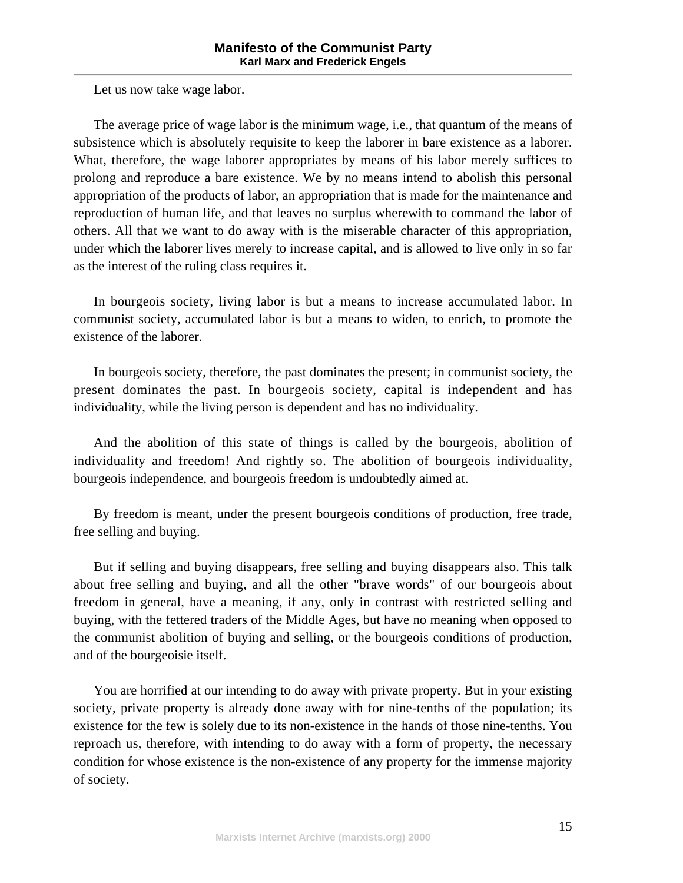Let us now take wage labor.

The average price of wage labor is the minimum wage, i.e., that quantum of the means of subsistence which is absolutely requisite to keep the laborer in bare existence as a laborer. What, therefore, the wage laborer appropriates by means of his labor merely suffices to prolong and reproduce a bare existence. We by no means intend to abolish this personal appropriation of the products of labor, an appropriation that is made for the maintenance and reproduction of human life, and that leaves no surplus wherewith to command the labor of others. All that we want to do away with is the miserable character of this appropriation, under which the laborer lives merely to increase capital, and is allowed to live only in so far as the interest of the ruling class requires it.

In bourgeois society, living labor is but a means to increase accumulated labor. In communist society, accumulated labor is but a means to widen, to enrich, to promote the existence of the laborer.

In bourgeois society, therefore, the past dominates the present; in communist society, the present dominates the past. In bourgeois society, capital is independent and has individuality, while the living person is dependent and has no individuality.

And the abolition of this state of things is called by the bourgeois, abolition of individuality and freedom! And rightly so. The abolition of bourgeois individuality, bourgeois independence, and bourgeois freedom is undoubtedly aimed at.

By freedom is meant, under the present bourgeois conditions of production, free trade, free selling and buying.

But if selling and buying disappears, free selling and buying disappears also. This talk about free selling and buying, and all the other "brave words" of our bourgeois about freedom in general, have a meaning, if any, only in contrast with restricted selling and buying, with the fettered traders of the Middle Ages, but have no meaning when opposed to the communist abolition of buying and selling, or the bourgeois conditions of production, and of the bourgeoisie itself.

You are horrified at our intending to do away with private property. But in your existing society, private property is already done away with for nine-tenths of the population; its existence for the few is solely due to its non-existence in the hands of those nine-tenths. You reproach us, therefore, with intending to do away with a form of property, the necessary condition for whose existence is the non-existence of any property for the immense majority of society.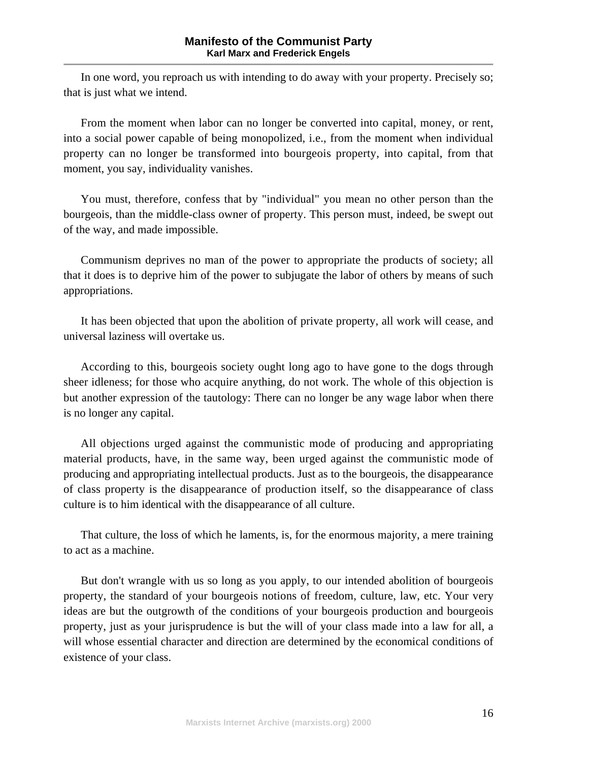In one word, you reproach us with intending to do away with your property. Precisely so; that is just what we intend.

From the moment when labor can no longer be converted into capital, money, or rent, into a social power capable of being monopolized, i.e., from the moment when individual property can no longer be transformed into bourgeois property, into capital, from that moment, you say, individuality vanishes.

You must, therefore, confess that by "individual" you mean no other person than the bourgeois, than the middle-class owner of property. This person must, indeed, be swept out of the way, and made impossible.

Communism deprives no man of the power to appropriate the products of society; all that it does is to deprive him of the power to subjugate the labor of others by means of such appropriations.

It has been objected that upon the abolition of private property, all work will cease, and universal laziness will overtake us.

According to this, bourgeois society ought long ago to have gone to the dogs through sheer idleness; for those who acquire anything, do not work. The whole of this objection is but another expression of the tautology: There can no longer be any wage labor when there is no longer any capital.

All objections urged against the communistic mode of producing and appropriating material products, have, in the same way, been urged against the communistic mode of producing and appropriating intellectual products. Just as to the bourgeois, the disappearance of class property is the disappearance of production itself, so the disappearance of class culture is to him identical with the disappearance of all culture.

That culture, the loss of which he laments, is, for the enormous majority, a mere training to act as a machine.

But don't wrangle with us so long as you apply, to our intended abolition of bourgeois property, the standard of your bourgeois notions of freedom, culture, law, etc. Your very ideas are but the outgrowth of the conditions of your bourgeois production and bourgeois property, just as your jurisprudence is but the will of your class made into a law for all, a will whose essential character and direction are determined by the economical conditions of existence of your class.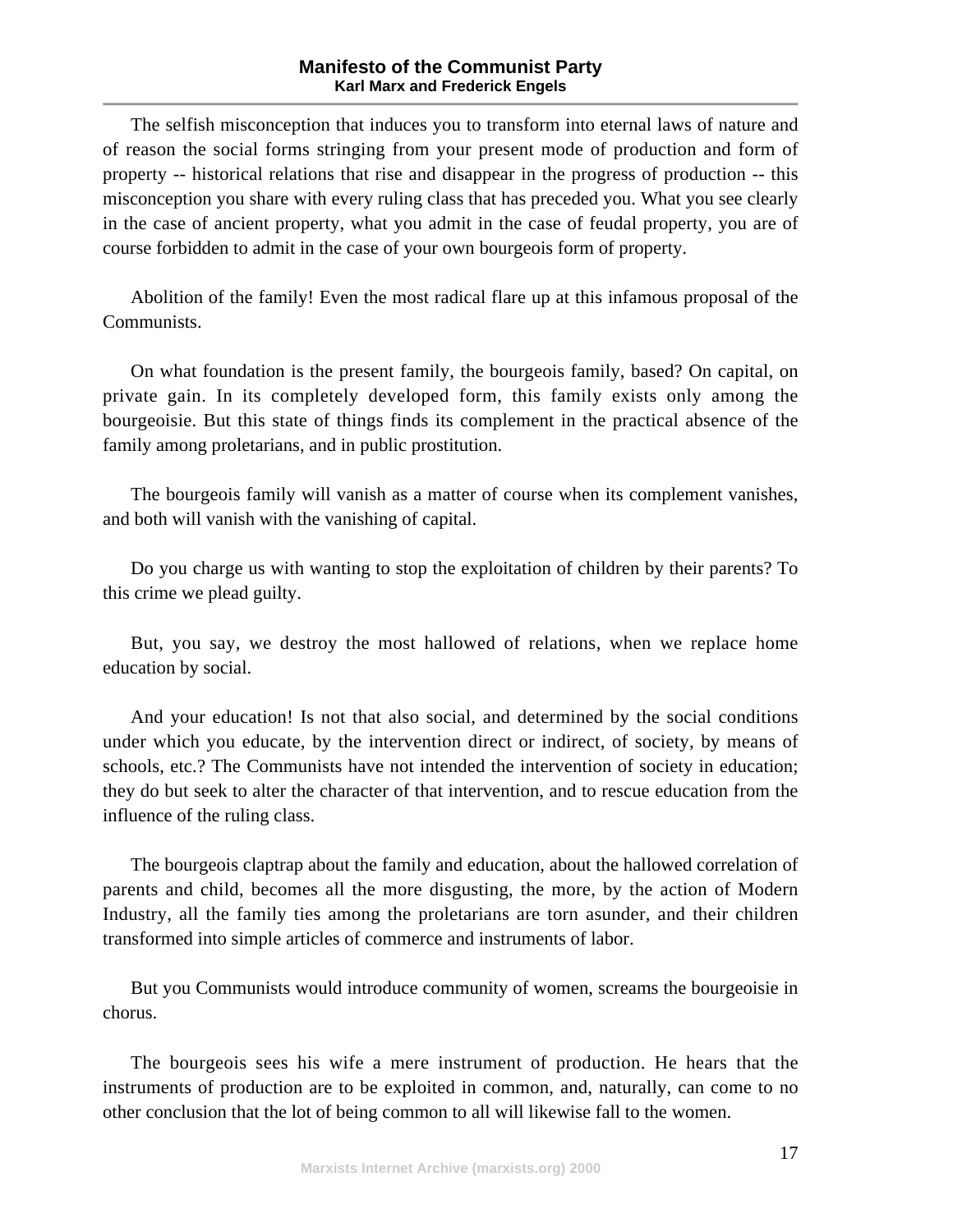The selfish misconception that induces you to transform into eternal laws of nature and of reason the social forms stringing from your present mode of production and form of property -- historical relations that rise and disappear in the progress of production -- this misconception you share with every ruling class that has preceded you. What you see clearly in the case of ancient property, what you admit in the case of feudal property, you are of course forbidden to admit in the case of your own bourgeois form of property.

Abolition of the family! Even the most radical flare up at this infamous proposal of the Communists.

On what foundation is the present family, the bourgeois family, based? On capital, on private gain. In its completely developed form, this family exists only among the bourgeoisie. But this state of things finds its complement in the practical absence of the family among proletarians, and in public prostitution.

The bourgeois family will vanish as a matter of course when its complement vanishes, and both will vanish with the vanishing of capital.

Do you charge us with wanting to stop the exploitation of children by their parents? To this crime we plead guilty.

But, you say, we destroy the most hallowed of relations, when we replace home education by social.

And your education! Is not that also social, and determined by the social conditions under which you educate, by the intervention direct or indirect, of society, by means of schools, etc.? The Communists have not intended the intervention of society in education; they do but seek to alter the character of that intervention, and to rescue education from the influence of the ruling class.

The bourgeois claptrap about the family and education, about the hallowed correlation of parents and child, becomes all the more disgusting, the more, by the action of Modern Industry, all the family ties among the proletarians are torn asunder, and their children transformed into simple articles of commerce and instruments of labor.

But you Communists would introduce community of women, screams the bourgeoisie in chorus.

The bourgeois sees his wife a mere instrument of production. He hears that the instruments of production are to be exploited in common, and, naturally, can come to no other conclusion that the lot of being common to all will likewise fall to the women.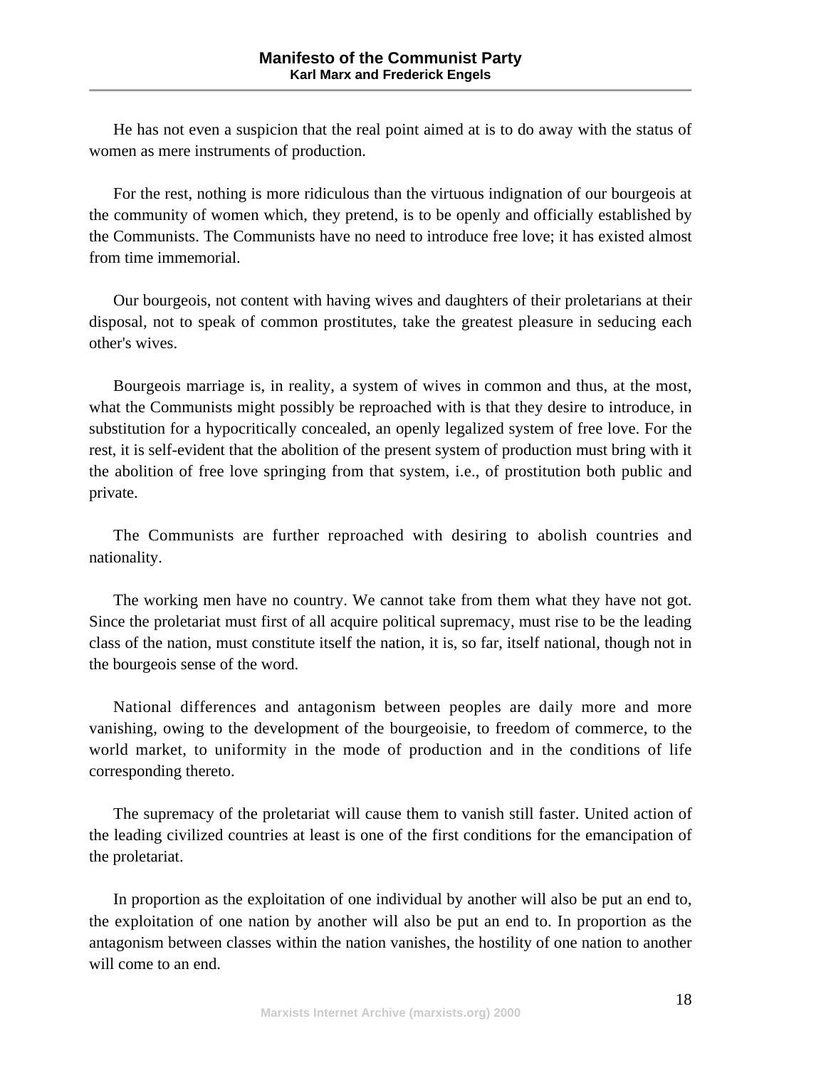He has not even a suspicion that the real point aimed at is to do away with the status of women as mere instruments of production.

For the rest, nothing is more ridiculous than the virtuous indignation of our bourgeois at the community of women which, they pretend, is to be openly and officially established by the Communists. The Communists have no need to introduce free love; it has existed almost from time immemorial.

Our bourgeois, not content with having wives and daughters of their proletarians at their disposal, not to speak of common prostitutes, take the greatest pleasure in seducing each other's wives.

Bourgeois marriage is, in reality, a system of wives in common and thus, at the most, what the Communists might possibly be reproached with is that they desire to introduce, in substitution for a hypocritically concealed, an openly legalized system of free love. For the rest, it is self-evident that the abolition of the present system of production must bring with it the abolition of free love springing from that system, i.e., of prostitution both public and private.

The Communists are further reproached with desiring to abolish countries and nationality.

The working men have no country. We cannot take from them what they have not got. Since the proletariat must first of all acquire political supremacy, must rise to be the leading class of the nation, must constitute itself the nation, it is, so far, itself national, though not in the bourgeois sense of the word.

National differences and antagonism between peoples are daily more and more vanishing, owing to the development of the bourgeoisie, to freedom of commerce, to the world market, to uniformity in the mode of production and in the conditions of life corresponding thereto.

The supremacy of the proletariat will cause them to vanish still faster. United action of the leading civilized countries at least is one of the first conditions for the emancipation of the proletariat.

In proportion as the exploitation of one individual by another will also be put an end to, the exploitation of one nation by another will also be put an end to. In proportion as the antagonism between classes within the nation vanishes, the hostility of one nation to another will come to an end.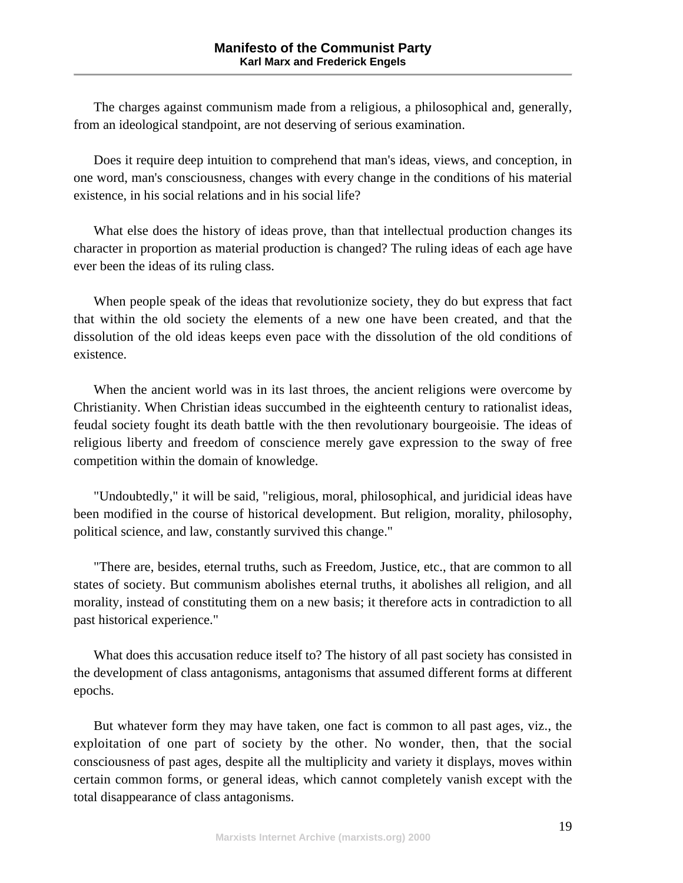The charges against communism made from a religious, a philosophical and, generally, from an ideological standpoint, are not deserving of serious examination.

Does it require deep intuition to comprehend that man's ideas, views, and conception, in one word, man's consciousness, changes with every change in the conditions of his material existence, in his social relations and in his social life?

What else does the history of ideas prove, than that intellectual production changes its character in proportion as material production is changed? The ruling ideas of each age have ever been the ideas of its ruling class.

When people speak of the ideas that revolutionize society, they do but express that fact that within the old society the elements of a new one have been created, and that the dissolution of the old ideas keeps even pace with the dissolution of the old conditions of existence.

When the ancient world was in its last throes, the ancient religions were overcome by Christianity. When Christian ideas succumbed in the eighteenth century to rationalist ideas, feudal society fought its death battle with the then revolutionary bourgeoisie. The ideas of religious liberty and freedom of conscience merely gave expression to the sway of free competition within the domain of knowledge.

"Undoubtedly," it will be said, "religious, moral, philosophical, and juridicial ideas have been modified in the course of historical development. But religion, morality, philosophy, political science, and law, constantly survived this change."

"There are, besides, eternal truths, such as Freedom, Justice, etc., that are common to all states of society. But communism abolishes eternal truths, it abolishes all religion, and all morality, instead of constituting them on a new basis; it therefore acts in contradiction to all past historical experience."

What does this accusation reduce itself to? The history of all past society has consisted in the development of class antagonisms, antagonisms that assumed different forms at different epochs.

But whatever form they may have taken, one fact is common to all past ages, viz., the exploitation of one part of society by the other. No wonder, then, that the social consciousness of past ages, despite all the multiplicity and variety it displays, moves within certain common forms, or general ideas, which cannot completely vanish except with the total disappearance of class antagonisms.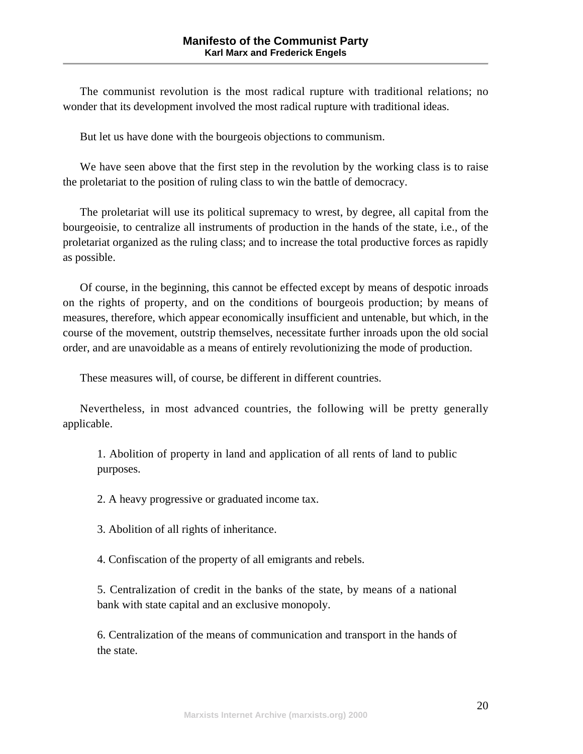The communist revolution is the most radical rupture with traditional relations; no wonder that its development involved the most radical rupture with traditional ideas.

But let us have done with the bourgeois objections to communism.

We have seen above that the first step in the revolution by the working class is to raise the proletariat to the position of ruling class to win the battle of democracy.

The proletariat will use its political supremacy to wrest, by degree, all capital from the bourgeoisie, to centralize all instruments of production in the hands of the state, i.e., of the proletariat organized as the ruling class; and to increase the total productive forces as rapidly as possible.

Of course, in the beginning, this cannot be effected except by means of despotic inroads on the rights of property, and on the conditions of bourgeois production; by means of measures, therefore, which appear economically insufficient and untenable, but which, in the course of the movement, outstrip themselves, necessitate further inroads upon the old social order, and are unavoidable as a means of entirely revolutionizing the mode of production.

These measures will, of course, be different in different countries.

Nevertheless, in most advanced countries, the following will be pretty generally applicable.

1. Abolition of property in land and application of all rents of land to public purposes.

2. A heavy progressive or graduated income tax.

3. Abolition of all rights of inheritance.

4. Confiscation of the property of all emigrants and rebels.

5. Centralization of credit in the banks of the state, by means of a national bank with state capital and an exclusive monopoly.

6. Centralization of the means of communication and transport in the hands of the state.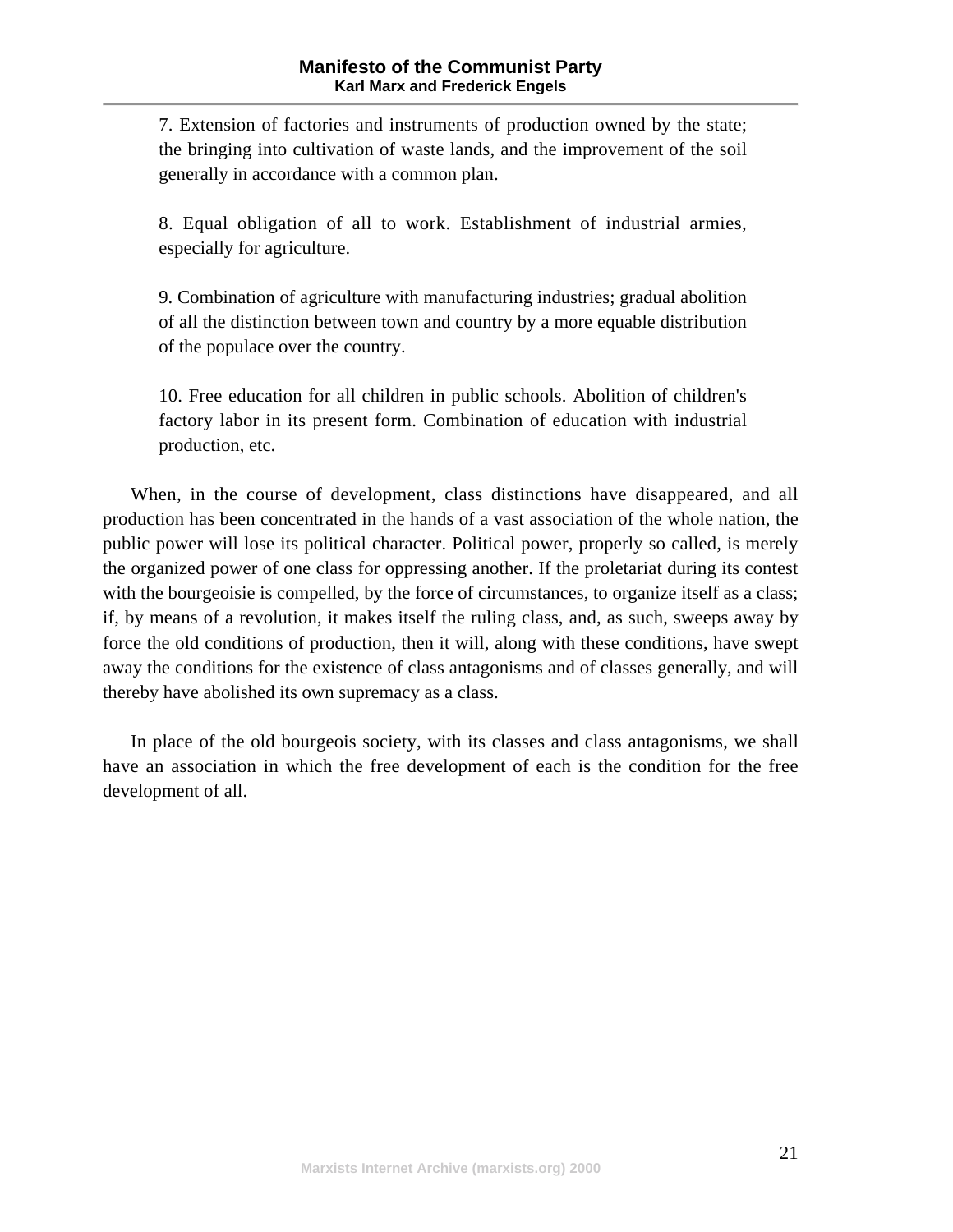7. Extension of factories and instruments of production owned by the state; the bringing into cultivation of waste lands, and the improvement of the soil generally in accordance with a common plan.

8. Equal obligation of all to work. Establishment of industrial armies, especially for agriculture.

9. Combination of agriculture with manufacturing industries; gradual abolition of all the distinction between town and country by a more equable distribution of the populace over the country.

10. Free education for all children in public schools. Abolition of children's factory labor in its present form. Combination of education with industrial production, etc.

When, in the course of development, class distinctions have disappeared, and all production has been concentrated in the hands of a vast association of the whole nation, the public power will lose its political character. Political power, properly so called, is merely the organized power of one class for oppressing another. If the proletariat during its contest with the bourgeoisie is compelled, by the force of circumstances, to organize itself as a class; if, by means of a revolution, it makes itself the ruling class, and, as such, sweeps away by force the old conditions of production, then it will, along with these conditions, have swept away the conditions for the existence of class antagonisms and of classes generally, and will thereby have abolished its own supremacy as a class.

In place of the old bourgeois society, with its classes and class antagonisms, we shall have an association in which the free development of each is the condition for the free development of all.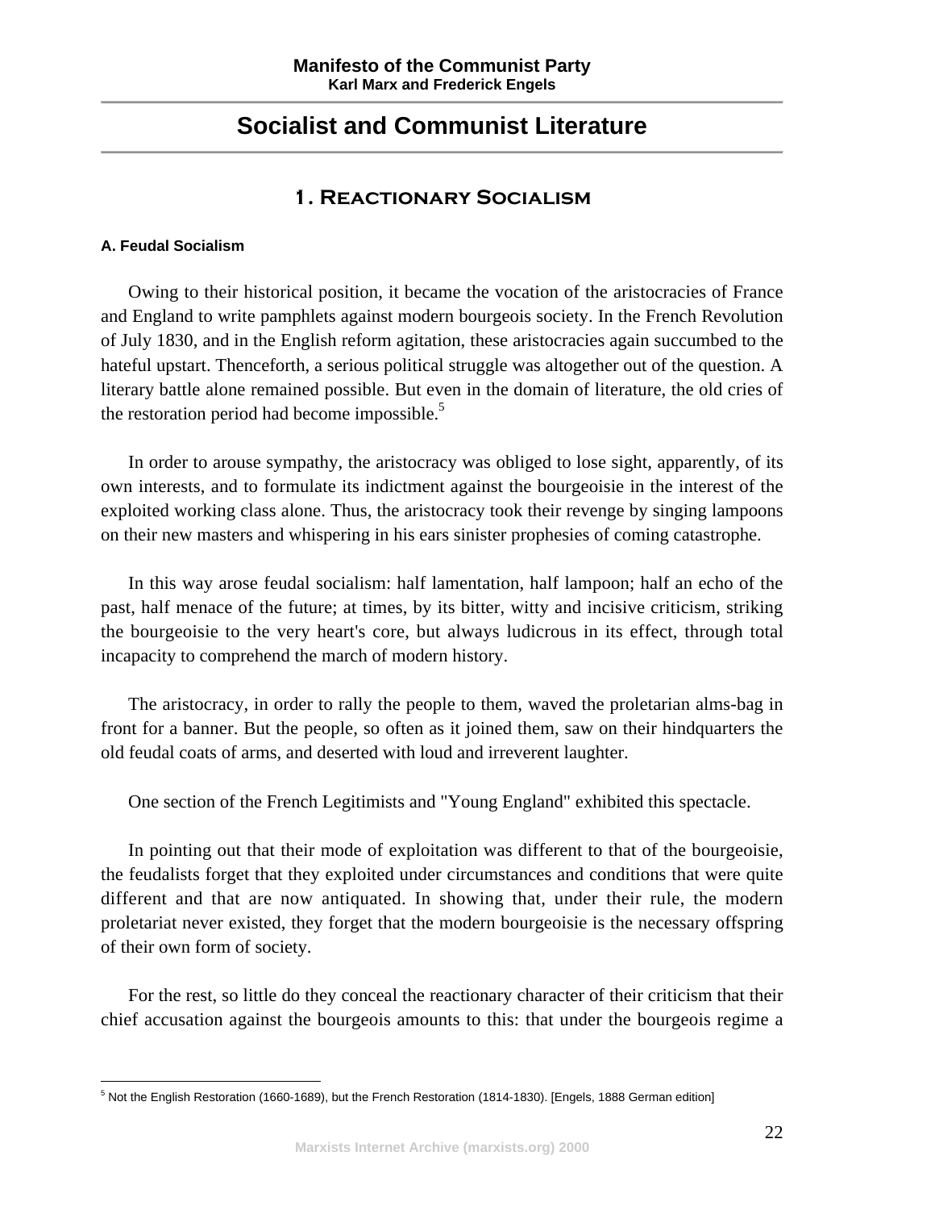# Socialist and Communist Literature

## 1. Reactionary Socialism

#### A. Feudal Socialism

Owing to their historical position, it became the vocation of the aristocracies of France and England to write pamphlets against modern bourgeois society. In the French Revolution of July 1830, and in the English reform agitation, these aristocracies again succumbed to the hateful upstart. Thenceforth, a serious political struggle was altogether out of the question. A literary battle alone remained possible. But even in the domain of literature, the old cries of the restoration period had become impossible.[5]

In order to arouse sympathy, the aristocracy was obliged to lose sight, apparently, of its own interests, and to formulate its indictment against the bourgeoisie in the interest of the exploited working class alone. Thus, the aristocracy took their revenge by singing lampoons on their new masters and whispering in his ears sinister prophesies of coming catastrophe.

In this way arose feudal socialism: half lamentation, half lampoon; half an echo of the past, half menace of the future; at times, by its bitter, witty and incisive criticism, striking the bourgeoisie to the very heart's core, but always ludicrous in its effect, through total incapacity to comprehend the march of modern history.

The aristocracy, in order to rally the people to them, waved the proletarian alms-bag in front for a banner. But the people, so often as it joined them, saw on their hindquarters the old feudal coats of arms, and deserted with loud and irreverent laughter.

One section of the French Legitimists and "Young England" exhibited this spectacle.

In pointing out that their mode of exploitation was different to that of the bourgeoisie, the feudalists forget that they exploited under circumstances and conditions that were quite different and that are now antiquated. In showing that, under their rule, the modern proletariat never existed, they forget that the modern bourgeoisie is the necessary offspring of their own form of society.

For the rest, so little do they conceal the reactionary character of their criticism that their chief accusation against the bourgeois amounts to this: that under the bourgeois regime a

---

[5] Not the English Restoration (1660-1689), but the French Restoration (1814-1830). [Engels, 1888 German edition]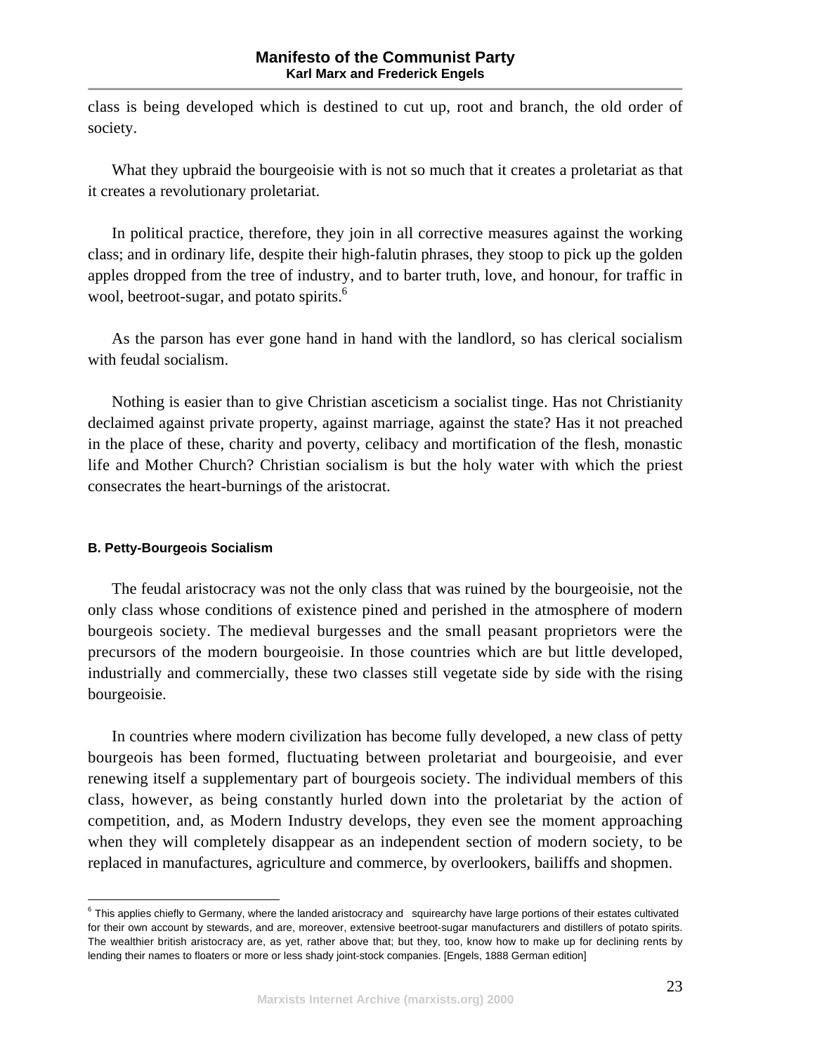class is being developed which is destined to cut up, root and branch, the old order of society.

What they upbraid the bourgeoisie with is not so much that it creates a proletariat as that it creates a revolutionary proletariat.

In political practice, therefore, they join in all corrective measures against the working class; and in ordinary life, despite their high-falutin phrases, they stoop to pick up the golden apples dropped from the tree of industry, and to barter truth, love, and honour, for traffic in wool, beetroot-sugar, and potato spirits.[6]

As the parson has ever gone hand in hand with the landlord, so has clerical socialism with feudal socialism.

Nothing is easier than to give Christian asceticism a socialist tinge. Has not Christianity declaimed against private property, against marriage, against the state? Has it not preached in the place of these, charity and poverty, celibacy and mortification of the flesh, monastic life and Mother Church? Christian socialism is but the holy water with which the priest consecrates the heart-burnings of the aristocrat.

#### B. Petty-Bourgeois Socialism

The feudal aristocracy was not the only class that was ruined by the bourgeoisie, not the only class whose conditions of existence pined and perished in the atmosphere of modern bourgeois society. The medieval burgesses and the small peasant proprietors were the precursors of the modern bourgeoisie. In those countries which are but little developed, industrially and commercially, these two classes still vegetate side by side with the rising bourgeoisie.

In countries where modern civilization has become fully developed, a new class of petty bourgeois has been formed, fluctuating between proletariat and bourgeoisie, and ever renewing itself a supplementary part of bourgeois society. The individual members of this class, however, as being constantly hurled down into the proletariat by the action of competition, and, as Modern Industry develops, they even see the moment approaching when they will completely disappear as an independent section of modern society, to be replaced in manufactures, agriculture and commerce, by overlookers, bailiffs and shopmen.

---

[6] This applies chiefly to Germany, where the landed aristocracy and squirearchy have large portions of their estates cultivated for their own account by stewards, and are, moreover, extensive beetroot-sugar manufacturers and distillers of potato spirits. The wealthier british aristocracy are, as yet, rather above that; but they, too, know how to make up for declining rents by lending their names to floaters or more or less shady joint-stock companies. [Engels, 1888 German edition]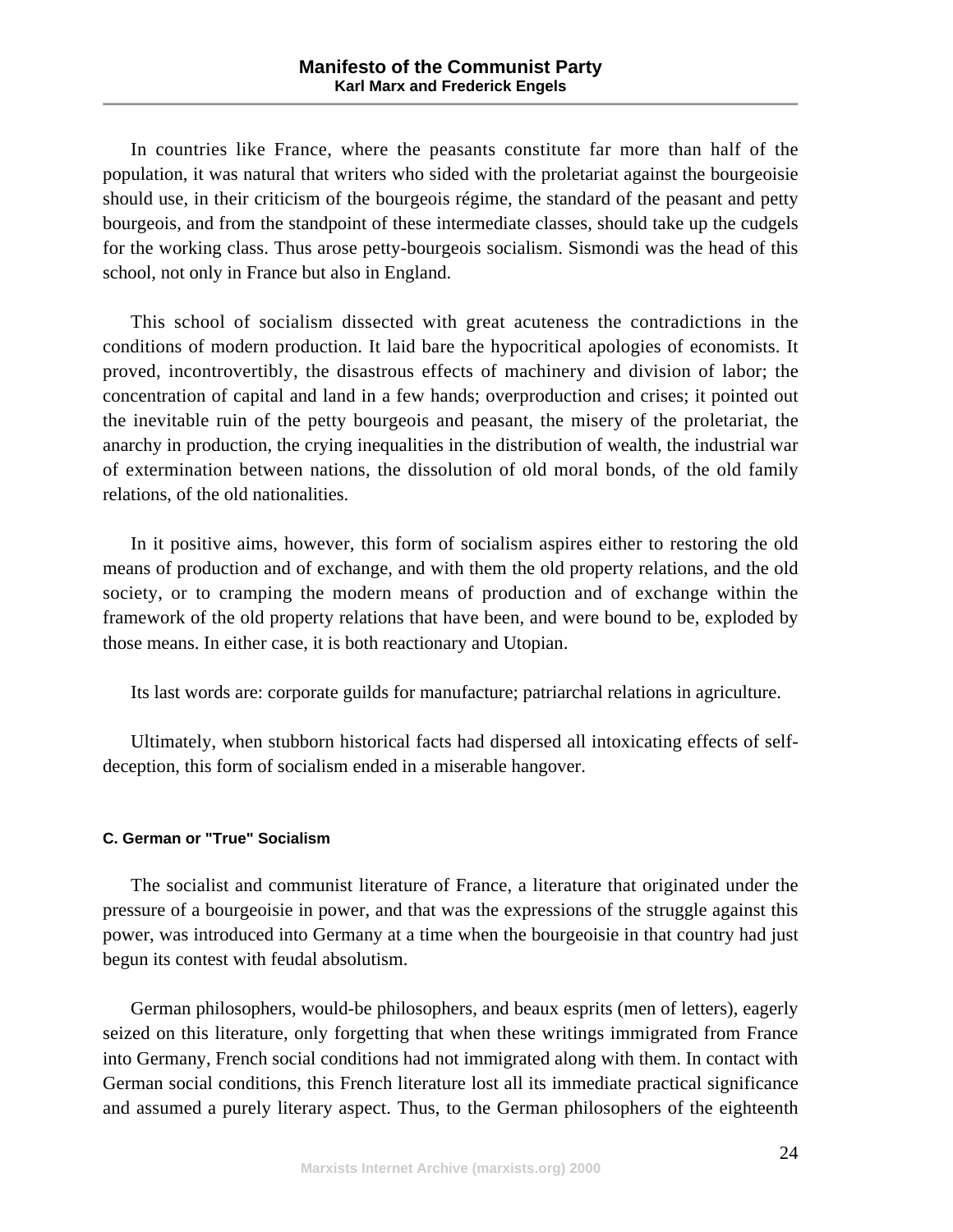In countries like France, where the peasants constitute far more than half of the population, it was natural that writers who sided with the proletariat against the bourgeoisie should use, in their criticism of the bourgeois régime, the standard of the peasant and petty bourgeois, and from the standpoint of these intermediate classes, should take up the cudgels for the working class. Thus arose petty-bourgeois socialism. Sismondi was the head of this school, not only in France but also in England.

This school of socialism dissected with great acuteness the contradictions in the conditions of modern production. It laid bare the hypocritical apologies of economists. It proved, incontrovertibly, the disastrous effects of machinery and division of labor; the concentration of capital and land in a few hands; overproduction and crises; it pointed out the inevitable ruin of the petty bourgeois and peasant, the misery of the proletariat, the anarchy in production, the crying inequalities in the distribution of wealth, the industrial war of extermination between nations, the dissolution of old moral bonds, of the old family relations, of the old nationalities.

In it positive aims, however, this form of socialism aspires either to restoring the old means of production and of exchange, and with them the old property relations, and the old society, or to cramping the modern means of production and of exchange within the framework of the old property relations that have been, and were bound to be, exploded by those means. In either case, it is both reactionary and Utopian.

Its last words are: corporate guilds for manufacture; patriarchal relations in agriculture.

Ultimately, when stubborn historical facts had dispersed all intoxicating effects of self-deception, this form of socialism ended in a miserable hangover.

#### C. German or "True" Socialism

The socialist and communist literature of France, a literature that originated under the pressure of a bourgeoisie in power, and that was the expressions of the struggle against this power, was introduced into Germany at a time when the bourgeoisie in that country had just begun its contest with feudal absolutism.

German philosophers, would-be philosophers, and beaux esprits (men of letters), eagerly seized on this literature, only forgetting that when these writings immigrated from France into Germany, French social conditions had not immigrated along with them. In contact with German social conditions, this French literature lost all its immediate practical significance and assumed a purely literary aspect. Thus, to the German philosophers of the eighteenth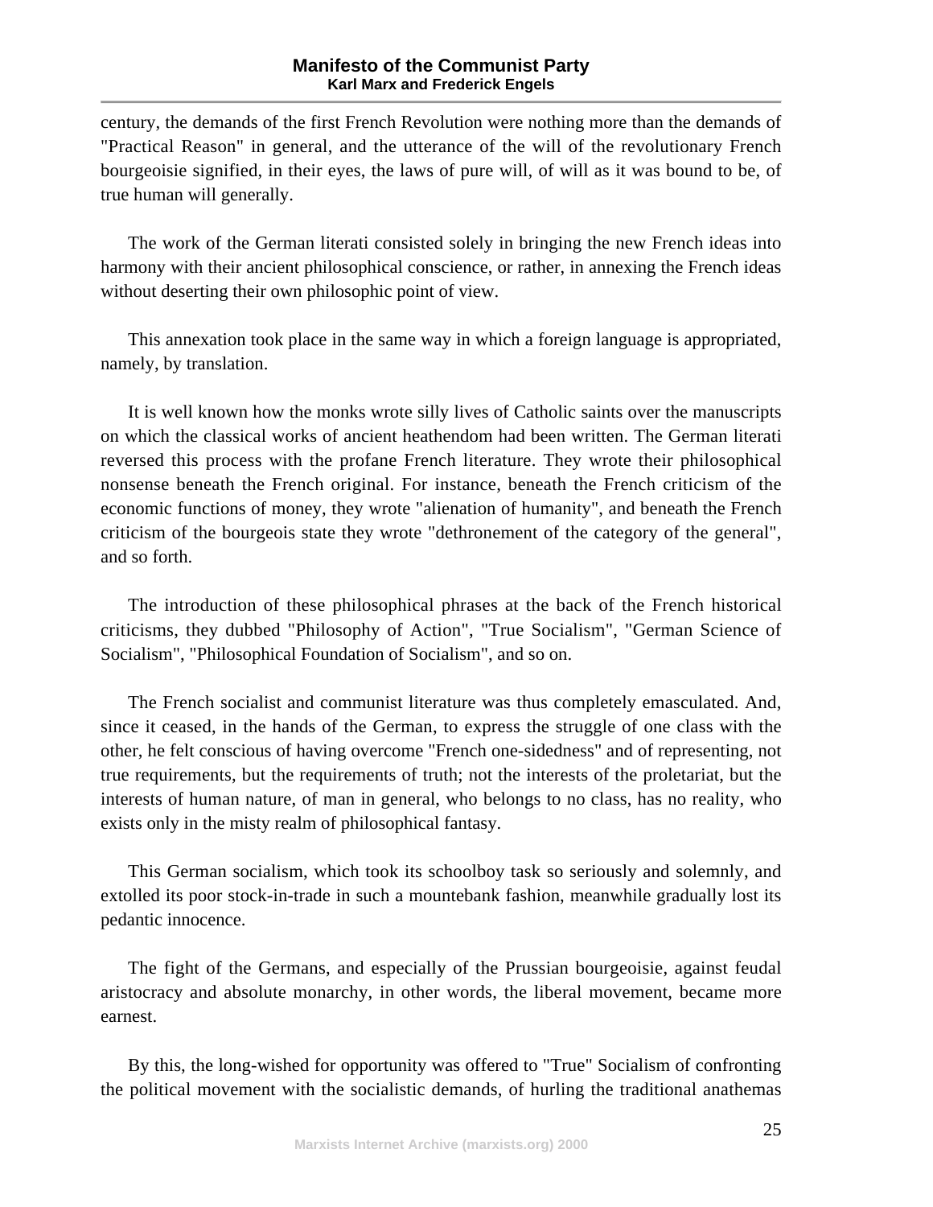century, the demands of the first French Revolution were nothing more than the demands of "Practical Reason" in general, and the utterance of the will of the revolutionary French bourgeoisie signified, in their eyes, the laws of pure will, of will as it was bound to be, of true human will generally.

The work of the German literati consisted solely in bringing the new French ideas into harmony with their ancient philosophical conscience, or rather, in annexing the French ideas without deserting their own philosophic point of view.

This annexation took place in the same way in which a foreign language is appropriated, namely, by translation.

It is well known how the monks wrote silly lives of Catholic saints over the manuscripts on which the classical works of ancient heathendom had been written. The German literati reversed this process with the profane French literature. They wrote their philosophical nonsense beneath the French original. For instance, beneath the French criticism of the economic functions of money, they wrote "alienation of humanity", and beneath the French criticism of the bourgeois state they wrote "dethronement of the category of the general", and so forth.

The introduction of these philosophical phrases at the back of the French historical criticisms, they dubbed "Philosophy of Action", "True Socialism", "German Science of Socialism", "Philosophical Foundation of Socialism", and so on.

The French socialist and communist literature was thus completely emasculated. And, since it ceased, in the hands of the German, to express the struggle of one class with the other, he felt conscious of having overcome "French one-sidedness" and of representing, not true requirements, but the requirements of truth; not the interests of the proletariat, but the interests of human nature, of man in general, who belongs to no class, has no reality, who exists only in the misty realm of philosophical fantasy.

This German socialism, which took its schoolboy task so seriously and solemnly, and extolled its poor stock-in-trade in such a mountebank fashion, meanwhile gradually lost its pedantic innocence.

The fight of the Germans, and especially of the Prussian bourgeoisie, against feudal aristocracy and absolute monarchy, in other words, the liberal movement, became more earnest.

By this, the long-wished for opportunity was offered to "True" Socialism of confronting the political movement with the socialistic demands, of hurling the traditional anathemas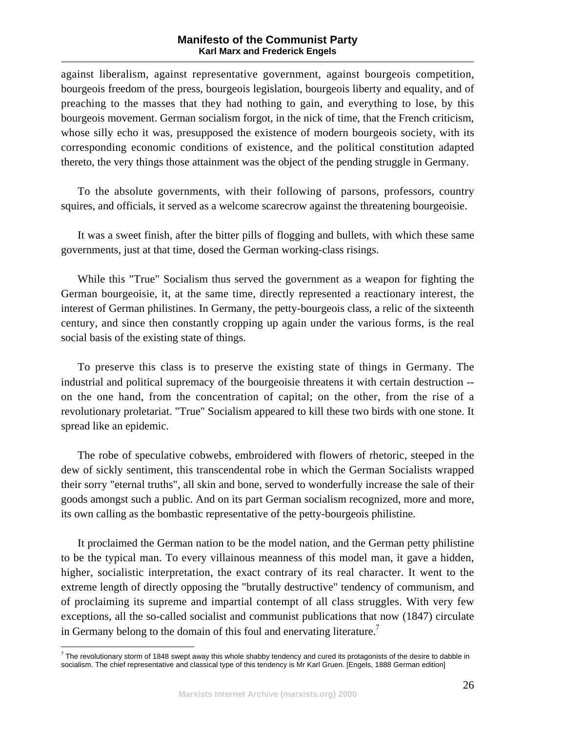against liberalism, against representative government, against bourgeois competition, bourgeois freedom of the press, bourgeois legislation, bourgeois liberty and equality, and of preaching to the masses that they had nothing to gain, and everything to lose, by this bourgeois movement. German socialism forgot, in the nick of time, that the French criticism, whose silly echo it was, presupposed the existence of modern bourgeois society, with its corresponding economic conditions of existence, and the political constitution adapted thereto, the very things those attainment was the object of the pending struggle in Germany.

To the absolute governments, with their following of parsons, professors, country squires, and officials, it served as a welcome scarecrow against the threatening bourgeoisie.

It was a sweet finish, after the bitter pills of flogging and bullets, with which these same governments, just at that time, dosed the German working-class risings.

While this "True" Socialism thus served the government as a weapon for fighting the German bourgeoisie, it, at the same time, directly represented a reactionary interest, the interest of German philistines. In Germany, the petty-bourgeois class, a relic of the sixteenth century, and since then constantly cropping up again under the various forms, is the real social basis of the existing state of things.

To preserve this class is to preserve the existing state of things in Germany. The industrial and political supremacy of the bourgeoisie threatens it with certain destruction -- on the one hand, from the concentration of capital; on the other, from the rise of a revolutionary proletariat. "True" Socialism appeared to kill these two birds with one stone. It spread like an epidemic.

The robe of speculative cobwebs, embroidered with flowers of rhetoric, steeped in the dew of sickly sentiment, this transcendental robe in which the German Socialists wrapped their sorry "eternal truths", all skin and bone, served to wonderfully increase the sale of their goods amongst such a public. And on its part German socialism recognized, more and more, its own calling as the bombastic representative of the petty-bourgeois philistine.

It proclaimed the German nation to be the model nation, and the German petty philistine to be the typical man. To every villainous meanness of this model man, it gave a hidden, higher, socialistic interpretation, the exact contrary of its real character. It went to the extreme length of directly opposing the "brutally destructive" tendency of communism, and of proclaiming its supreme and impartial contempt of all class struggles. With very few exceptions, all the so-called socialist and communist publications that now (1847) circulate in Germany belong to the domain of this foul and enervating literature.[7]

---

[7] The revolutionary storm of 1848 swept away this whole shabby tendency and cured its protagonists of the desire to dabble in socialism. The chief representative and classical type of this tendency is Mr Karl Gruen. [Engels, 1888 German edition]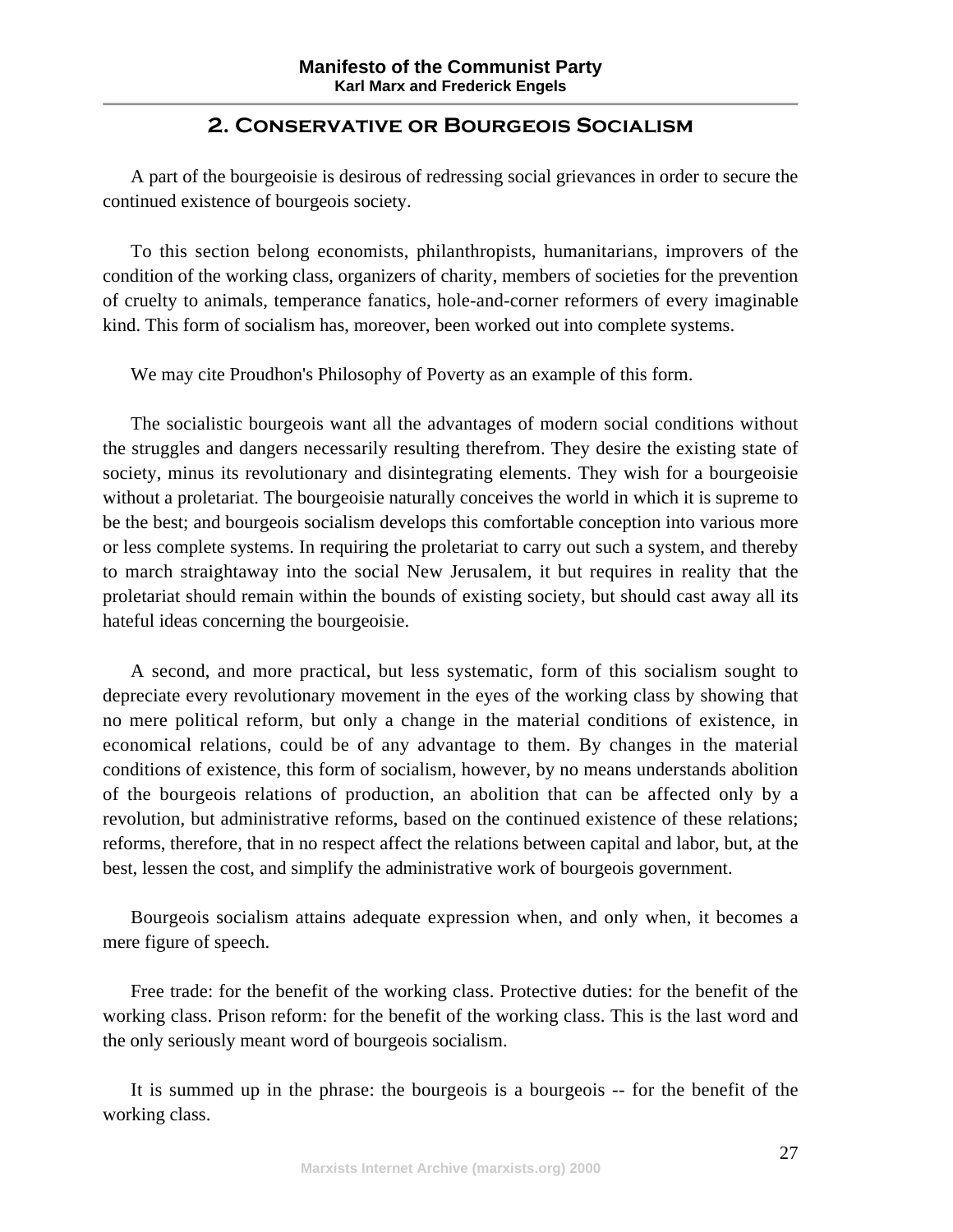## 2. Conservative or Bourgeois Socialism

A part of the bourgeoisie is desirous of redressing social grievances in order to secure the continued existence of bourgeois society.

To this section belong economists, philanthropists, humanitarians, improvers of the condition of the working class, organizers of charity, members of societies for the prevention of cruelty to animals, temperance fanatics, hole-and-corner reformers of every imaginable kind. This form of socialism has, moreover, been worked out into complete systems.

We may cite Proudhon's Philosophy of Poverty as an example of this form.

The socialistic bourgeois want all the advantages of modern social conditions without the struggles and dangers necessarily resulting therefrom. They desire the existing state of society, minus its revolutionary and disintegrating elements. They wish for a bourgeoisie without a proletariat. The bourgeoisie naturally conceives the world in which it is supreme to be the best; and bourgeois socialism develops this comfortable conception into various more or less complete systems. In requiring the proletariat to carry out such a system, and thereby to march straightaway into the social New Jerusalem, it but requires in reality that the proletariat should remain within the bounds of existing society, but should cast away all its hateful ideas concerning the bourgeoisie.

A second, and more practical, but less systematic, form of this socialism sought to depreciate every revolutionary movement in the eyes of the working class by showing that no mere political reform, but only a change in the material conditions of existence, in economical relations, could be of any advantage to them. By changes in the material conditions of existence, this form of socialism, however, by no means understands abolition of the bourgeois relations of production, an abolition that can be affected only by a revolution, but administrative reforms, based on the continued existence of these relations; reforms, therefore, that in no respect affect the relations between capital and labor, but, at the best, lessen the cost, and simplify the administrative work of bourgeois government.

Bourgeois socialism attains adequate expression when, and only when, it becomes a mere figure of speech.

Free trade: for the benefit of the working class. Protective duties: for the benefit of the working class. Prison reform: for the benefit of the working class. This is the last word and the only seriously meant word of bourgeois socialism.

It is summed up in the phrase: the bourgeois is a bourgeois -- for the benefit of the working class.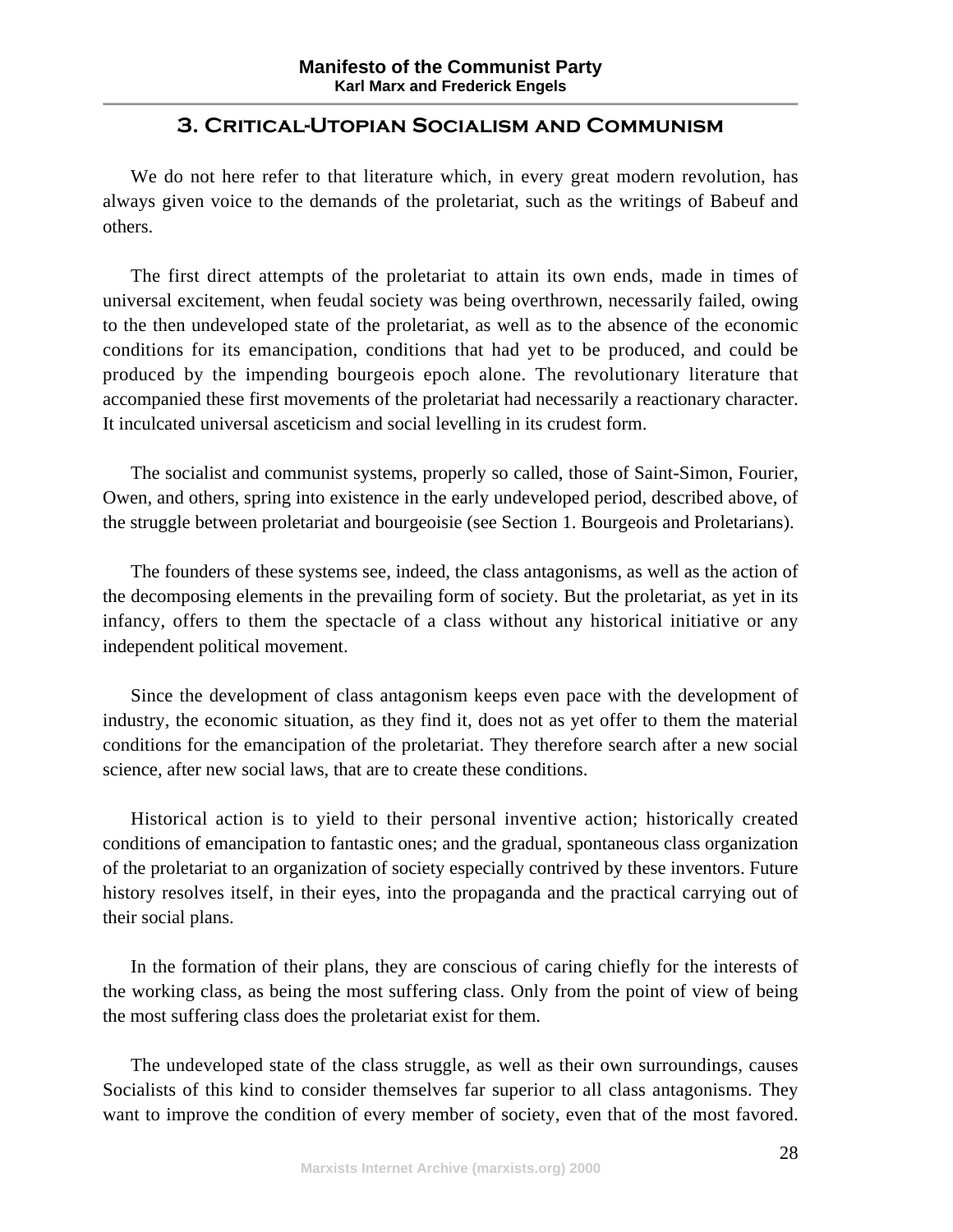## 3. Critical-Utopian Socialism and Communism

We do not here refer to that literature which, in every great modern revolution, has always given voice to the demands of the proletariat, such as the writings of Babeuf and others.

The first direct attempts of the proletariat to attain its own ends, made in times of universal excitement, when feudal society was being overthrown, necessarily failed, owing to the then undeveloped state of the proletariat, as well as to the absence of the economic conditions for its emancipation, conditions that had yet to be produced, and could be produced by the impending bourgeois epoch alone. The revolutionary literature that accompanied these first movements of the proletariat had necessarily a reactionary character. It inculcated universal asceticism and social levelling in its crudest form.

The socialist and communist systems, properly so called, those of Saint-Simon, Fourier, Owen, and others, spring into existence in the early undeveloped period, described above, of the struggle between proletariat and bourgeoisie (see Section 1. Bourgeois and Proletarians).

The founders of these systems see, indeed, the class antagonisms, as well as the action of the decomposing elements in the prevailing form of society. But the proletariat, as yet in its infancy, offers to them the spectacle of a class without any historical initiative or any independent political movement.

Since the development of class antagonism keeps even pace with the development of industry, the economic situation, as they find it, does not as yet offer to them the material conditions for the emancipation of the proletariat. They therefore search after a new social science, after new social laws, that are to create these conditions.

Historical action is to yield to their personal inventive action; historically created conditions of emancipation to fantastic ones; and the gradual, spontaneous class organization of the proletariat to an organization of society especially contrived by these inventors. Future history resolves itself, in their eyes, into the propaganda and the practical carrying out of their social plans.

In the formation of their plans, they are conscious of caring chiefly for the interests of the working class, as being the most suffering class. Only from the point of view of being the most suffering class does the proletariat exist for them.

The undeveloped state of the class struggle, as well as their own surroundings, causes Socialists of this kind to consider themselves far superior to all class antagonisms. They want to improve the condition of every member of society, even that of the most favored.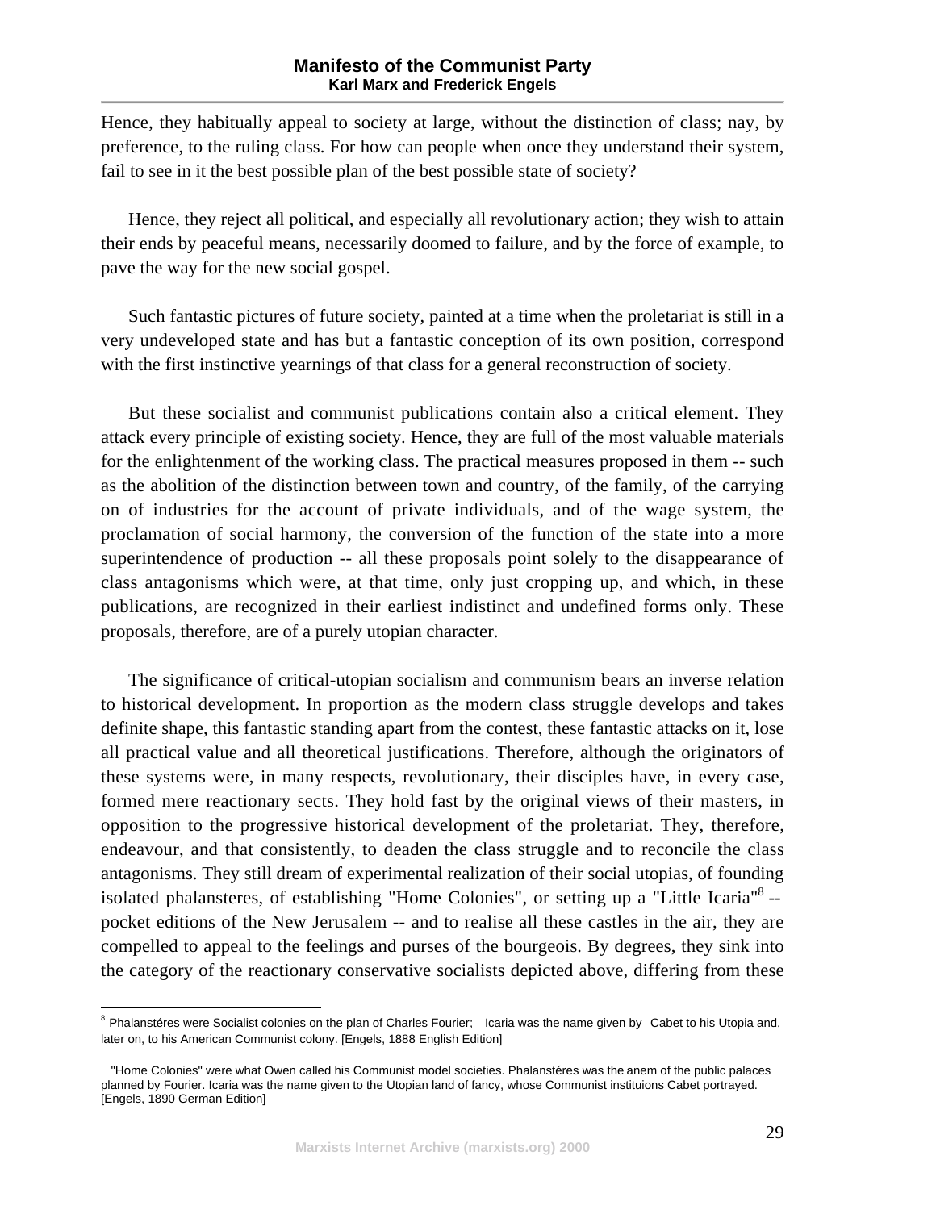Hence, they habitually appeal to society at large, without the distinction of class; nay, by preference, to the ruling class. For how can people when once they understand their system, fail to see in it the best possible plan of the best possible state of society?

Hence, they reject all political, and especially all revolutionary action; they wish to attain their ends by peaceful means, necessarily doomed to failure, and by the force of example, to pave the way for the new social gospel.

Such fantastic pictures of future society, painted at a time when the proletariat is still in a very undeveloped state and has but a fantastic conception of its own position, correspond with the first instinctive yearnings of that class for a general reconstruction of society.

But these socialist and communist publications contain also a critical element. They attack every principle of existing society. Hence, they are full of the most valuable materials for the enlightenment of the working class. The practical measures proposed in them -- such as the abolition of the distinction between town and country, of the family, of the carrying on of industries for the account of private individuals, and of the wage system, the proclamation of social harmony, the conversion of the function of the state into a more superintendence of production -- all these proposals point solely to the disappearance of class antagonisms which were, at that time, only just cropping up, and which, in these publications, are recognized in their earliest indistinct and undefined forms only. These proposals, therefore, are of a purely utopian character.

The significance of critical-utopian socialism and communism bears an inverse relation to historical development. In proportion as the modern class struggle develops and takes definite shape, this fantastic standing apart from the contest, these fantastic attacks on it, lose all practical value and all theoretical justifications. Therefore, although the originators of these systems were, in many respects, revolutionary, their disciples have, in every case, formed mere reactionary sects. They hold fast by the original views of their masters, in opposition to the progressive historical development of the proletariat. They, therefore, endeavour, and that consistently, to deaden the class struggle and to reconcile the class antagonisms. They still dream of experimental realization of their social utopias, of founding isolated phalansteres, of establishing "Home Colonies", or setting up a "Little Icaria"[8] -- pocket editions of the New Jerusalem -- and to realise all these castles in the air, they are compelled to appeal to the feelings and purses of the bourgeois. By degrees, they sink into the category of the reactionary conservative socialists depicted above, differing from these

---

[8] Phalanstéres were Socialist colonies on the plan of Charles Fourier; Icaria was the name given by Cabet to his Utopia and, later on, to his American Communist colony. [Engels, 1888 English Edition]

"Home Colonies" were what Owen called his Communist model societies. Phalanstéres was the anem of the public palaces planned by Fourier. Icaria was the name given to the Utopian land of fancy, whose Communist instituions Cabet portrayed. [Engels, 1890 German Edition]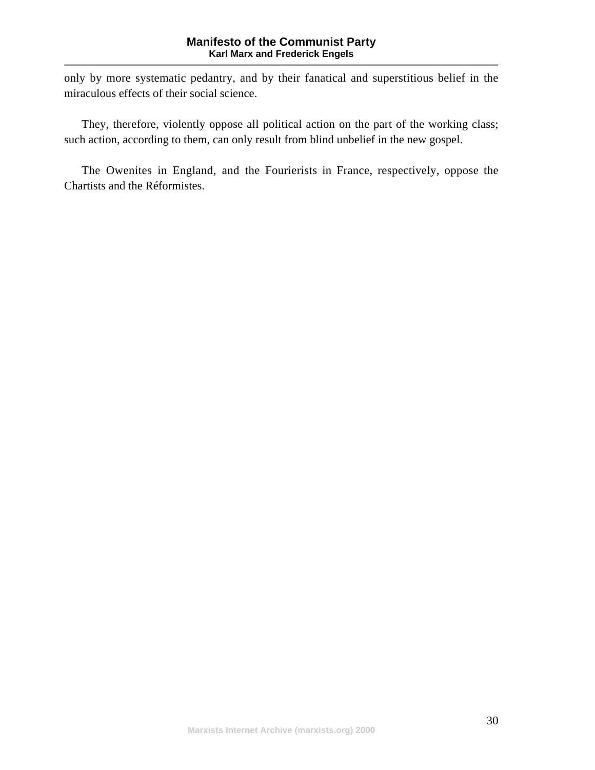only by more systematic pedantry, and by their fanatical and superstitious belief in the miraculous effects of their social science.

They, therefore, violently oppose all political action on the part of the working class; such action, according to them, can only result from blind unbelief in the new gospel.

The Owenites in England, and the Fourierists in France, respectively, oppose the Chartists and the Réformistes.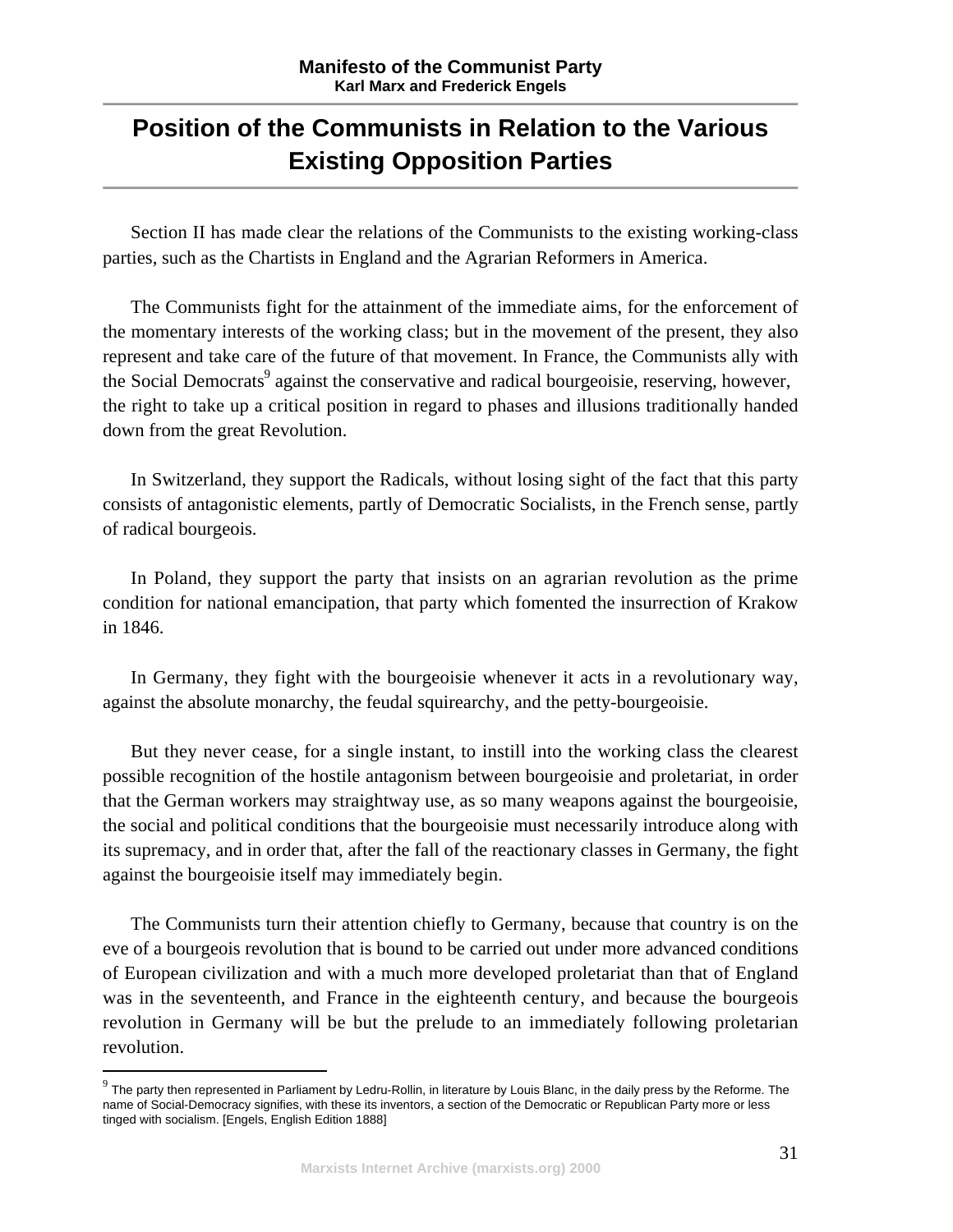## Position of the Communists in Relation to the Various Existing Opposition Parties

Section II has made clear the relations of the Communists to the existing working-class parties, such as the Chartists in England and the Agrarian Reformers in America.

The Communists fight for the attainment of the immediate aims, for the enforcement of the momentary interests of the working class; but in the movement of the present, they also represent and take care of the future of that movement. In France, the Communists ally with the Social Democrats[9] against the conservative and radical bourgeoisie, reserving, however, the right to take up a critical position in regard to phases and illusions traditionally handed down from the great Revolution.

In Switzerland, they support the Radicals, without losing sight of the fact that this party consists of antagonistic elements, partly of Democratic Socialists, in the French sense, partly of radical bourgeois.

In Poland, they support the party that insists on an agrarian revolution as the prime condition for national emancipation, that party which fomented the insurrection of Krakow in 1846.

In Germany, they fight with the bourgeoisie whenever it acts in a revolutionary way, against the absolute monarchy, the feudal squirearchy, and the petty-bourgeoisie.

But they never cease, for a single instant, to instill into the working class the clearest possible recognition of the hostile antagonism between bourgeoisie and proletariat, in order that the German workers may straightway use, as so many weapons against the bourgeoisie, the social and political conditions that the bourgeoisie must necessarily introduce along with its supremacy, and in order that, after the fall of the reactionary classes in Germany, the fight against the bourgeoisie itself may immediately begin.

The Communists turn their attention chiefly to Germany, because that country is on the eve of a bourgeois revolution that is bound to be carried out under more advanced conditions of European civilization and with a much more developed proletariat than that of England was in the seventeenth, and France in the eighteenth century, and because the bourgeois revolution in Germany will be but the prelude to an immediately following proletarian revolution.

---

[9] The party then represented in Parliament by Ledru-Rollin, in literature by Louis Blanc, in the daily press by the Reforme. The name of Social-Democracy signifies, with these its inventors, a section of the Democratic or Republican Party more or less tinged with socialism. [Engels, English Edition 1888]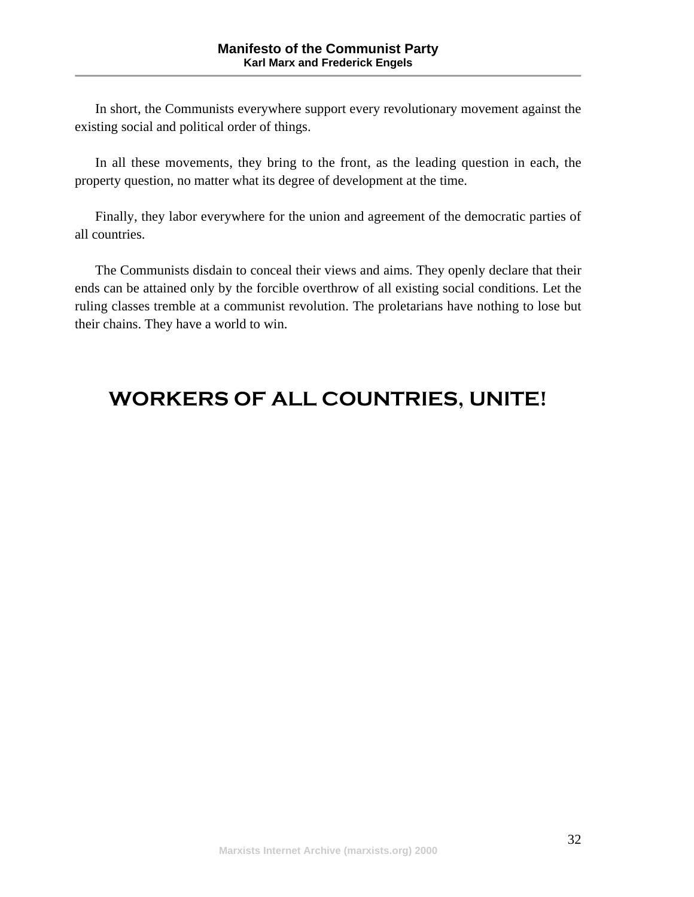In short, the Communists everywhere support every revolutionary movement against the existing social and political order of things.

In all these movements, they bring to the front, as the leading question in each, the property question, no matter what its degree of development at the time.

Finally, they labor everywhere for the union and agreement of the democratic parties of all countries.

The Communists disdain to conceal their views and aims. They openly declare that their ends can be attained only by the forcible overthrow of all existing social conditions. Let the ruling classes tremble at a communist revolution. The proletarians have nothing to lose but their chains. They have a world to win.

## WORKERS OF ALL COUNTRIES, UNITE!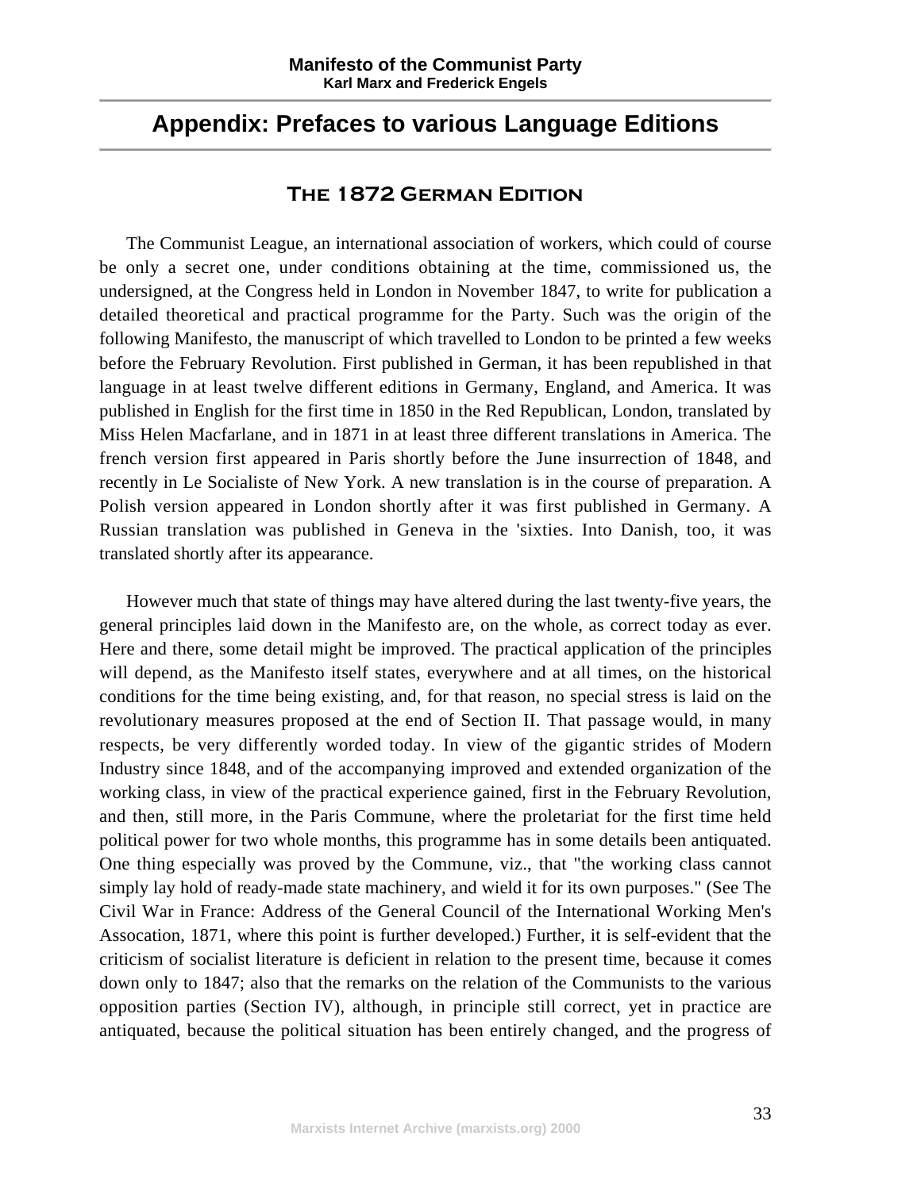## Appendix: Prefaces to various Language Editions

### The 1872 German Edition

The Communist League, an international association of workers, which could of course be only a secret one, under conditions obtaining at the time, commissioned us, the undersigned, at the Congress held in London in November 1847, to write for publication a detailed theoretical and practical programme for the Party. Such was the origin of the following Manifesto, the manuscript of which travelled to London to be printed a few weeks before the February Revolution. First published in German, it has been republished in that language in at least twelve different editions in Germany, England, and America. It was published in English for the first time in 1850 in the Red Republican, London, translated by Miss Helen Macfarlane, and in 1871 in at least three different translations in America. The french version first appeared in Paris shortly before the June insurrection of 1848, and recently in Le Socialiste of New York. A new translation is in the course of preparation. A Polish version appeared in London shortly after it was first published in Germany. A Russian translation was published in Geneva in the 'sixties. Into Danish, too, it was translated shortly after its appearance.

However much that state of things may have altered during the last twenty-five years, the general principles laid down in the Manifesto are, on the whole, as correct today as ever. Here and there, some detail might be improved. The practical application of the principles will depend, as the Manifesto itself states, everywhere and at all times, on the historical conditions for the time being existing, and, for that reason, no special stress is laid on the revolutionary measures proposed at the end of Section II. That passage would, in many respects, be very differently worded today. In view of the gigantic strides of Modern Industry since 1848, and of the accompanying improved and extended organization of the working class, in view of the practical experience gained, first in the February Revolution, and then, still more, in the Paris Commune, where the proletariat for the first time held political power for two whole months, this programme has in some details been antiquated. One thing especially was proved by the Commune, viz., that "the working class cannot simply lay hold of ready-made state machinery, and wield it for its own purposes." (See The Civil War in France: Address of the General Council of the International Working Men's Assocation, 1871, where this point is further developed.) Further, it is self-evident that the criticism of socialist literature is deficient in relation to the present time, because it comes down only to 1847; also that the remarks on the relation of the Communists to the various opposition parties (Section IV), although, in principle still correct, yet in practice are antiquated, because the political situation has been entirely changed, and the progress of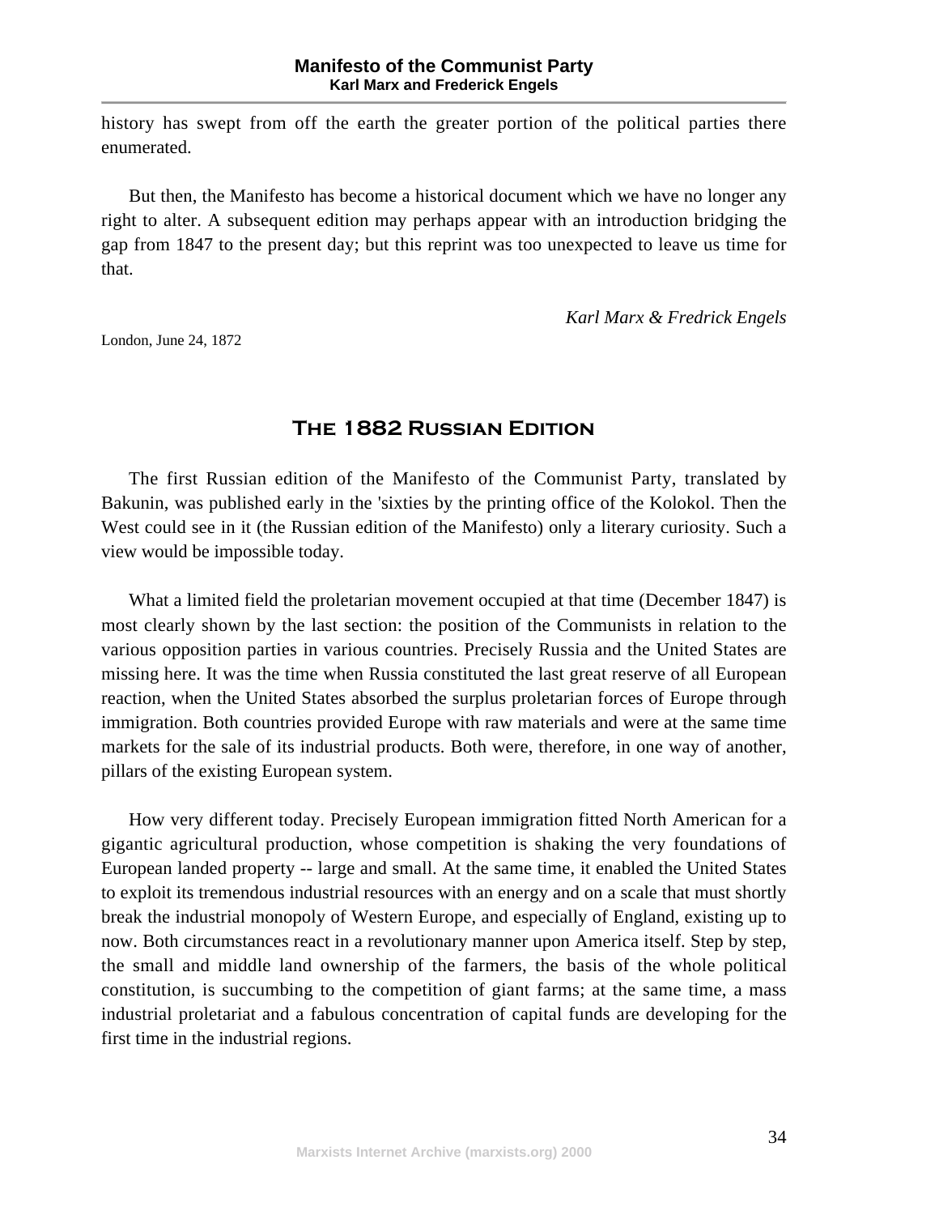history has swept from off the earth the greater portion of the political parties there enumerated.

But then, the Manifesto has become a historical document which we have no longer any right to alter. A subsequent edition may perhaps appear with an introduction bridging the gap from 1847 to the present day; but this reprint was too unexpected to leave us time for that.

*Karl Marx & Fredrick Engels*

London, June 24, 1872

## The 1882 Russian Edition

The first Russian edition of the Manifesto of the Communist Party, translated by Bakunin, was published early in the 'sixties by the printing office of the Kolokol. Then the West could see in it (the Russian edition of the Manifesto) only a literary curiosity. Such a view would be impossible today.

What a limited field the proletarian movement occupied at that time (December 1847) is most clearly shown by the last section: the position of the Communists in relation to the various opposition parties in various countries. Precisely Russia and the United States are missing here. It was the time when Russia constituted the last great reserve of all European reaction, when the United States absorbed the surplus proletarian forces of Europe through immigration. Both countries provided Europe with raw materials and were at the same time markets for the sale of its industrial products. Both were, therefore, in one way of another, pillars of the existing European system.

How very different today. Precisely European immigration fitted North American for a gigantic agricultural production, whose competition is shaking the very foundations of European landed property -- large and small. At the same time, it enabled the United States to exploit its tremendous industrial resources with an energy and on a scale that must shortly break the industrial monopoly of Western Europe, and especially of England, existing up to now. Both circumstances react in a revolutionary manner upon America itself. Step by step, the small and middle land ownership of the farmers, the basis of the whole political constitution, is succumbing to the competition of giant farms; at the same time, a mass industrial proletariat and a fabulous concentration of capital funds are developing for the first time in the industrial regions.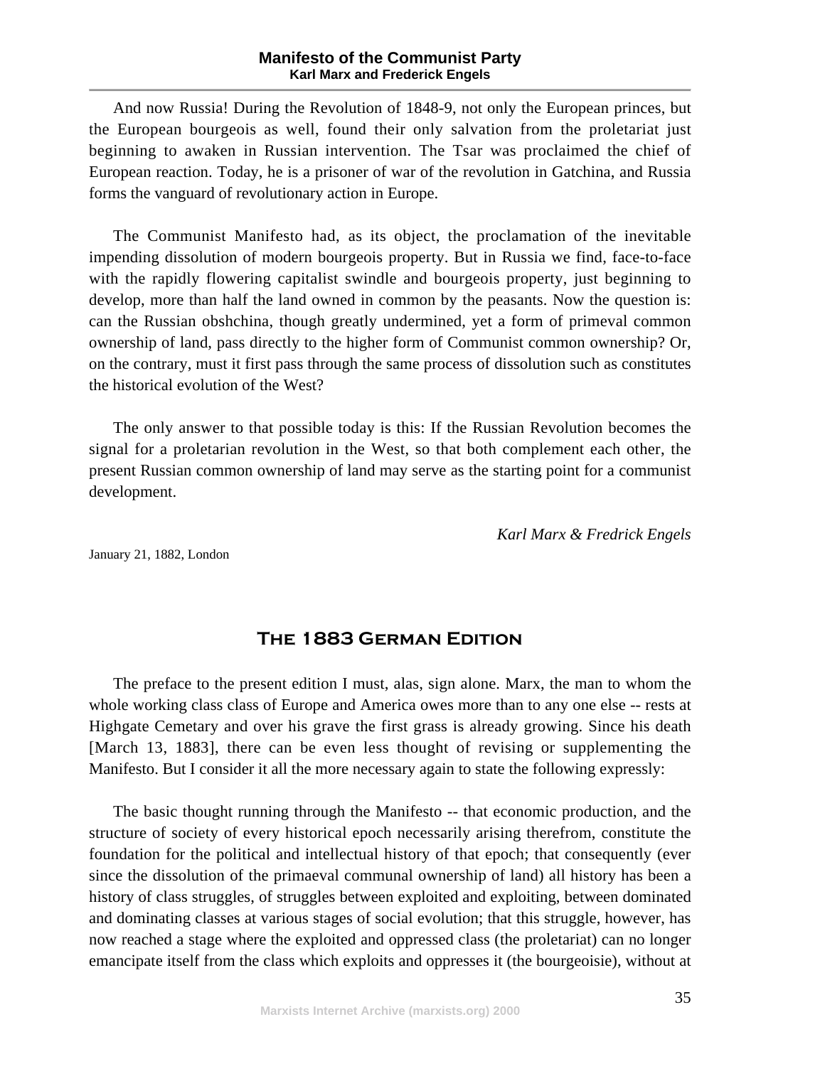And now Russia! During the Revolution of 1848-9, not only the European princes, but the European bourgeois as well, found their only salvation from the proletariat just beginning to awaken in Russian intervention. The Tsar was proclaimed the chief of European reaction. Today, he is a prisoner of war of the revolution in Gatchina, and Russia forms the vanguard of revolutionary action in Europe.

The Communist Manifesto had, as its object, the proclamation of the inevitable impending dissolution of modern bourgeois property. But in Russia we find, face-to-face with the rapidly flowering capitalist swindle and bourgeois property, just beginning to develop, more than half the land owned in common by the peasants. Now the question is: can the Russian obshchina, though greatly undermined, yet a form of primeval common ownership of land, pass directly to the higher form of Communist common ownership? Or, on the contrary, must it first pass through the same process of dissolution such as constitutes the historical evolution of the West?

The only answer to that possible today is this: If the Russian Revolution becomes the signal for a proletarian revolution in the West, so that both complement each other, the present Russian common ownership of land may serve as the starting point for a communist development.

*Karl Marx & Fredrick Engels*

January 21, 1882, London

## The 1883 German Edition

The preface to the present edition I must, alas, sign alone. Marx, the man to whom the whole working class class of Europe and America owes more than to any one else -- rests at Highgate Cemetary and over his grave the first grass is already growing. Since his death [March 13, 1883], there can be even less thought of revising or supplementing the Manifesto. But I consider it all the more necessary again to state the following expressly:

The basic thought running through the Manifesto -- that economic production, and the structure of society of every historical epoch necessarily arising therefrom, constitute the foundation for the political and intellectual history of that epoch; that consequently (ever since the dissolution of the primaeval communal ownership of land) all history has been a history of class struggles, of struggles between exploited and exploiting, between dominated and dominating classes at various stages of social evolution; that this struggle, however, has now reached a stage where the exploited and oppressed class (the proletariat) can no longer emancipate itself from the class which exploits and oppresses it (the bourgeoisie), without at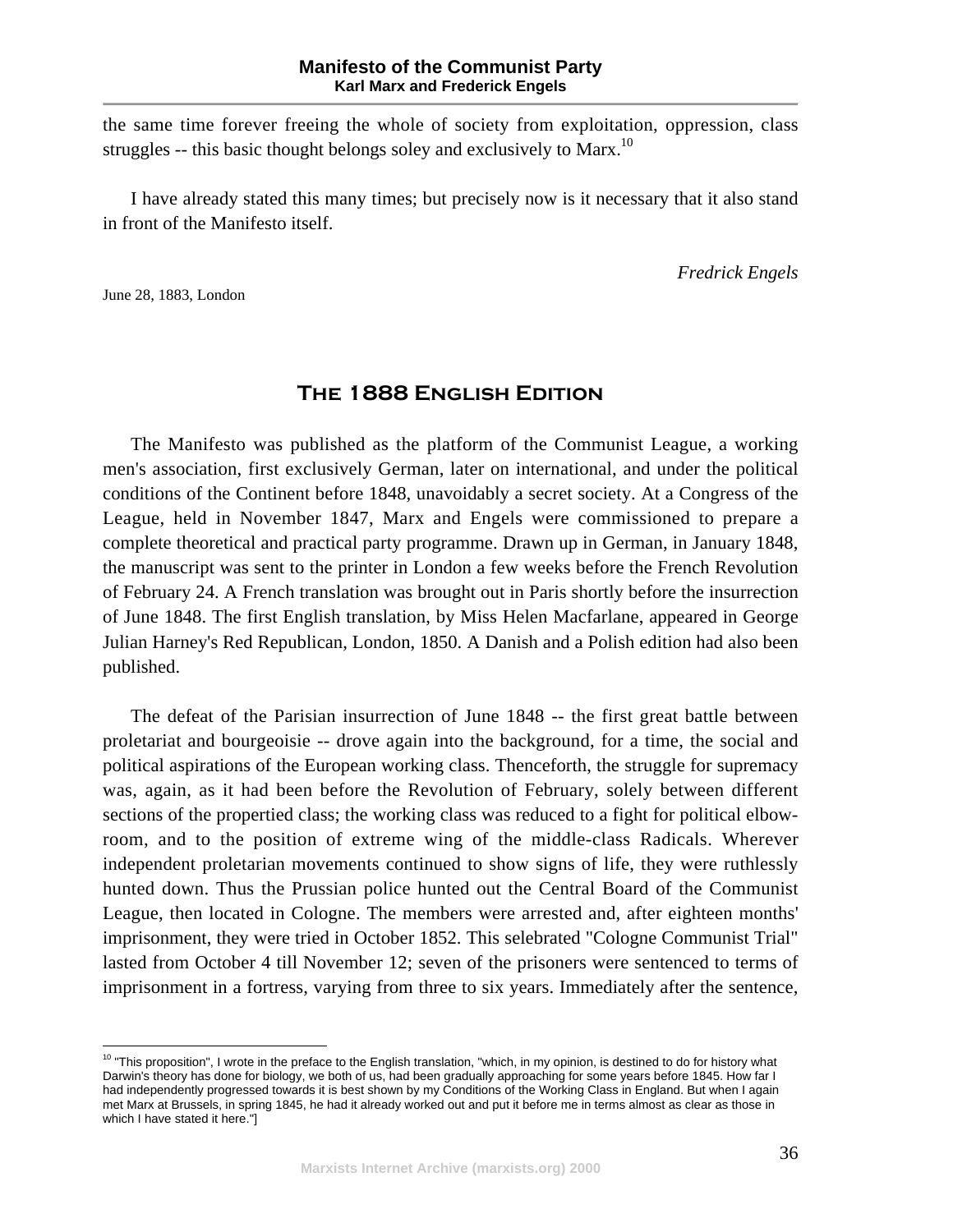the same time forever freeing the whole of society from exploitation, oppression, class struggles -- this basic thought belongs soley and exclusively to Marx.[10]

I have already stated this many times; but precisely now is it necessary that it also stand in front of the Manifesto itself.

*Fredrick Engels*

June 28, 1883, London

## The 1888 English Edition

The Manifesto was published as the platform of the Communist League, a working men's association, first exclusively German, later on international, and under the political conditions of the Continent before 1848, unavoidably a secret society. At a Congress of the League, held in November 1847, Marx and Engels were commissioned to prepare a complete theoretical and practical party programme. Drawn up in German, in January 1848, the manuscript was sent to the printer in London a few weeks before the French Revolution of February 24. A French translation was brought out in Paris shortly before the insurrection of June 1848. The first English translation, by Miss Helen Macfarlane, appeared in George Julian Harney's Red Republican, London, 1850. A Danish and a Polish edition had also been published.

The defeat of the Parisian insurrection of June 1848 -- the first great battle between proletariat and bourgeoisie -- drove again into the background, for a time, the social and political aspirations of the European working class. Thenceforth, the struggle for supremacy was, again, as it had been before the Revolution of February, solely between different sections of the propertied class; the working class was reduced to a fight for political elbow-room, and to the position of extreme wing of the middle-class Radicals. Wherever independent proletarian movements continued to show signs of life, they were ruthlessly hunted down. Thus the Prussian police hunted out the Central Board of the Communist League, then located in Cologne. The members were arrested and, after eighteen months' imprisonment, they were tried in October 1852. This selebrated "Cologne Communist Trial" lasted from October 4 till November 12; seven of the prisoners were sentenced to terms of imprisonment in a fortress, varying from three to six years. Immediately after the sentence,

---

[10] "This proposition", I wrote in the preface to the English translation, "which, in my opinion, is destined to do for history what Darwin's theory has done for biology, we both of us, had been gradually approaching for some years before 1845. How far I had independently progressed towards it is best shown by my Conditions of the Working Class in England. But when I again met Marx at Brussels, in spring 1845, he had it already worked out and put it before me in terms almost as clear as those in which I have stated it here."]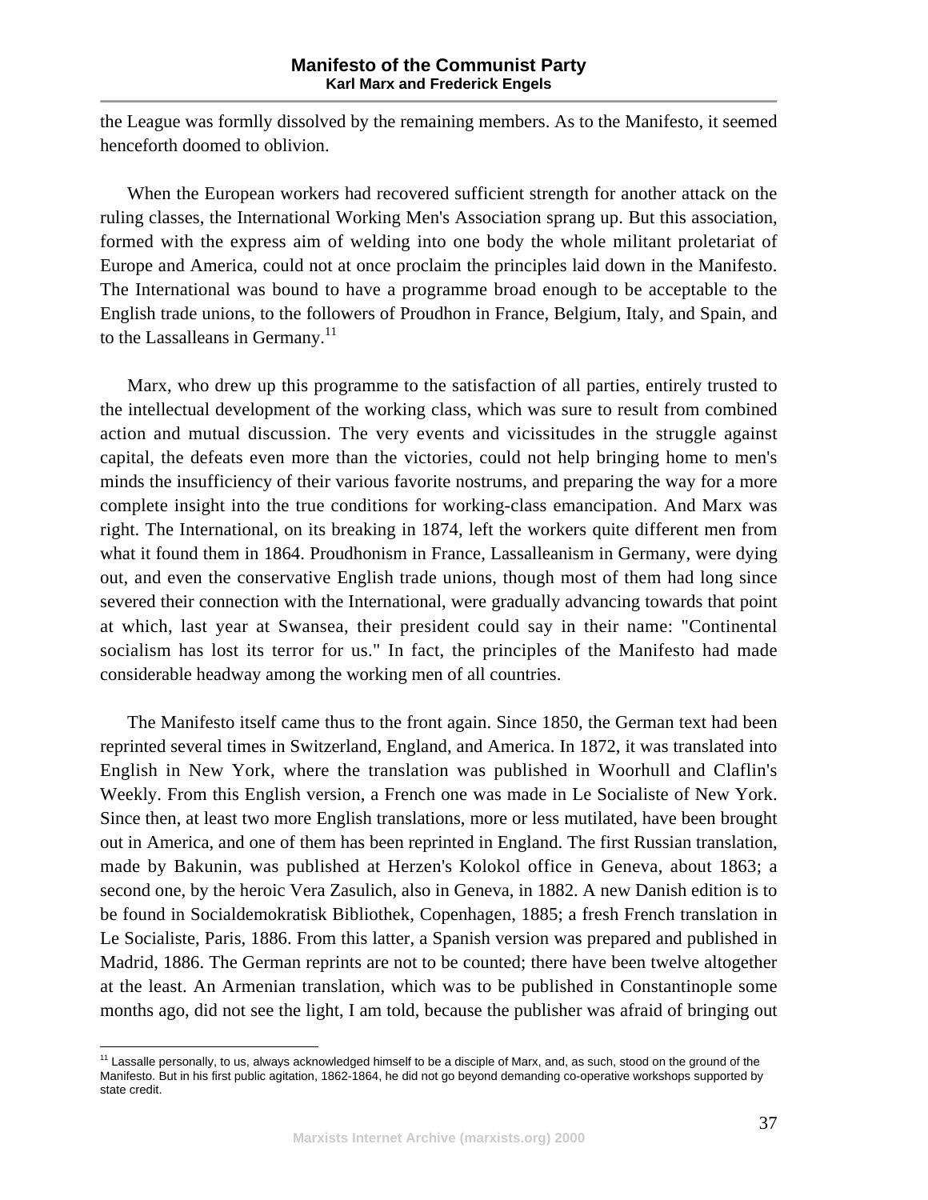the League was formlly dissolved by the remaining members. As to the Manifesto, it seemed henceforth doomed to oblivion.

When the European workers had recovered sufficient strength for another attack on the ruling classes, the International Working Men's Association sprang up. But this association, formed with the express aim of welding into one body the whole militant proletariat of Europe and America, could not at once proclaim the principles laid down in the Manifesto. The International was bound to have a programme broad enough to be acceptable to the English trade unions, to the followers of Proudhon in France, Belgium, Italy, and Spain, and to the Lassalleans in Germany.[11]

Marx, who drew up this programme to the satisfaction of all parties, entirely trusted to the intellectual development of the working class, which was sure to result from combined action and mutual discussion. The very events and vicissitudes in the struggle against capital, the defeats even more than the victories, could not help bringing home to men's minds the insufficiency of their various favorite nostrums, and preparing the way for a more complete insight into the true conditions for working-class emancipation. And Marx was right. The International, on its breaking in 1874, left the workers quite different men from what it found them in 1864. Proudhonism in France, Lassalleanism in Germany, were dying out, and even the conservative English trade unions, though most of them had long since severed their connection with the International, were gradually advancing towards that point at which, last year at Swansea, their president could say in their name: "Continental socialism has lost its terror for us." In fact, the principles of the Manifesto had made considerable headway among the working men of all countries.

The Manifesto itself came thus to the front again. Since 1850, the German text had been reprinted several times in Switzerland, England, and America. In 1872, it was translated into English in New York, where the translation was published in Woorhull and Claflin's Weekly. From this English version, a French one was made in Le Socialiste of New York. Since then, at least two more English translations, more or less mutilated, have been brought out in America, and one of them has been reprinted in England. The first Russian translation, made by Bakunin, was published at Herzen's Kolokol office in Geneva, about 1863; a second one, by the heroic Vera Zasulich, also in Geneva, in 1882. A new Danish edition is to be found in Socialdemokratisk Bibliothek, Copenhagen, 1885; a fresh French translation in Le Socialiste, Paris, 1886. From this latter, a Spanish version was prepared and published in Madrid, 1886. The German reprints are not to be counted; there have been twelve altogether at the least. An Armenian translation, which was to be published in Constantinople some months ago, did not see the light, I am told, because the publisher was afraid of bringing out

[11] Lassalle personally, to us, always acknowledged himself to be a disciple of Marx, and, as such, stood on the ground of the Manifesto. But in his first public agitation, 1862-1864, he did not go beyond demanding co-operative workshops supported by state credit.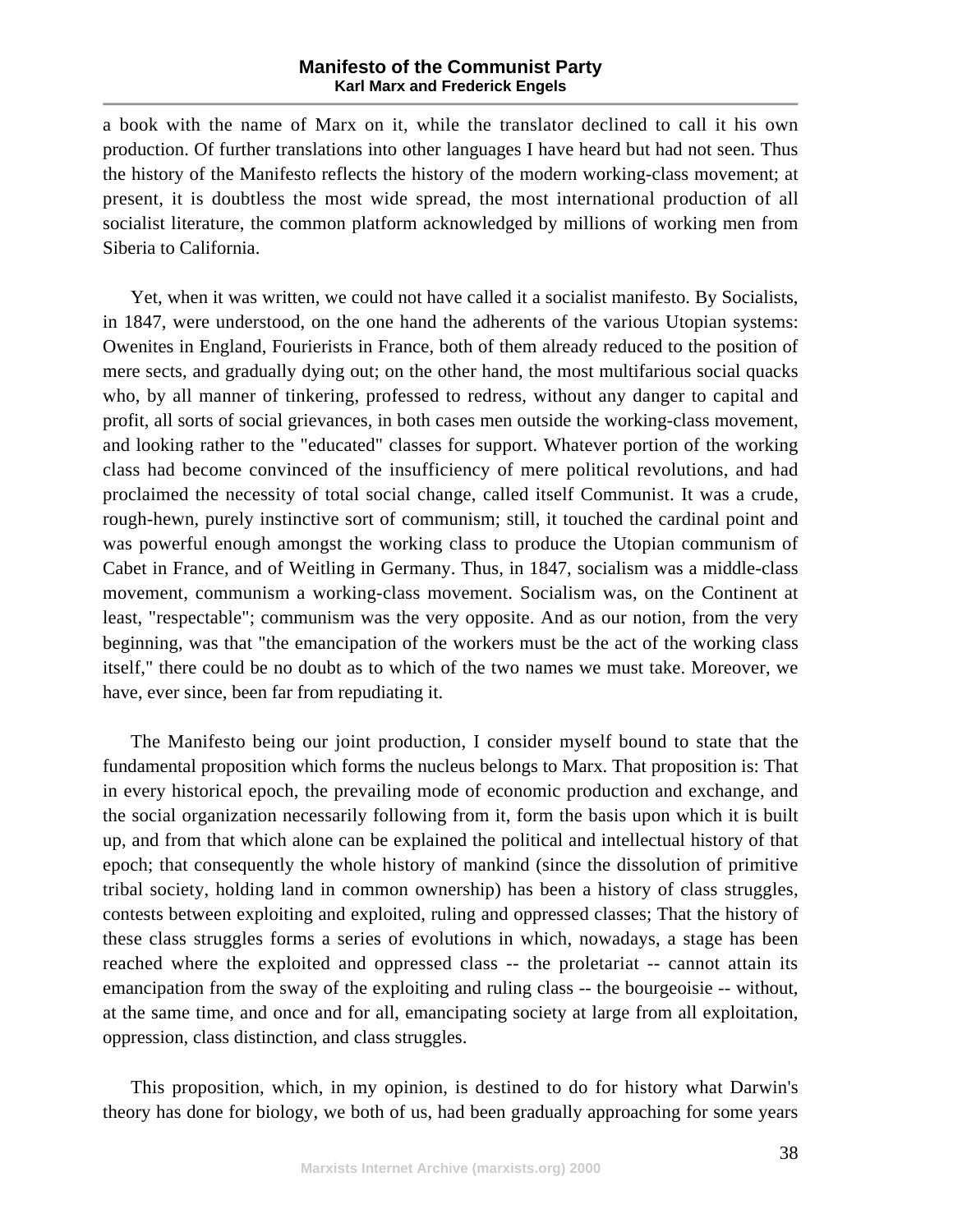a book with the name of Marx on it, while the translator declined to call it his own production. Of further translations into other languages I have heard but had not seen. Thus the history of the Manifesto reflects the history of the modern working-class movement; at present, it is doubtless the most wide spread, the most international production of all socialist literature, the common platform acknowledged by millions of working men from Siberia to California.

Yet, when it was written, we could not have called it a socialist manifesto. By Socialists, in 1847, were understood, on the one hand the adherents of the various Utopian systems: Owenites in England, Fourierists in France, both of them already reduced to the position of mere sects, and gradually dying out; on the other hand, the most multifarious social quacks who, by all manner of tinkering, professed to redress, without any danger to capital and profit, all sorts of social grievances, in both cases men outside the working-class movement, and looking rather to the "educated" classes for support. Whatever portion of the working class had become convinced of the insufficiency of mere political revolutions, and had proclaimed the necessity of total social change, called itself Communist. It was a crude, rough-hewn, purely instinctive sort of communism; still, it touched the cardinal point and was powerful enough amongst the working class to produce the Utopian communism of Cabet in France, and of Weitling in Germany. Thus, in 1847, socialism was a middle-class movement, communism a working-class movement. Socialism was, on the Continent at least, "respectable"; communism was the very opposite. And as our notion, from the very beginning, was that "the emancipation of the workers must be the act of the working class itself," there could be no doubt as to which of the two names we must take. Moreover, we have, ever since, been far from repudiating it.

The Manifesto being our joint production, I consider myself bound to state that the fundamental proposition which forms the nucleus belongs to Marx. That proposition is: That in every historical epoch, the prevailing mode of economic production and exchange, and the social organization necessarily following from it, form the basis upon which it is built up, and from that which alone can be explained the political and intellectual history of that epoch; that consequently the whole history of mankind (since the dissolution of primitive tribal society, holding land in common ownership) has been a history of class struggles, contests between exploiting and exploited, ruling and oppressed classes; That the history of these class struggles forms a series of evolutions in which, nowadays, a stage has been reached where the exploited and oppressed class -- the proletariat -- cannot attain its emancipation from the sway of the exploiting and ruling class -- the bourgeoisie -- without, at the same time, and once and for all, emancipating society at large from all exploitation, oppression, class distinction, and class struggles.

This proposition, which, in my opinion, is destined to do for history what Darwin's theory has done for biology, we both of us, had been gradually approaching for some years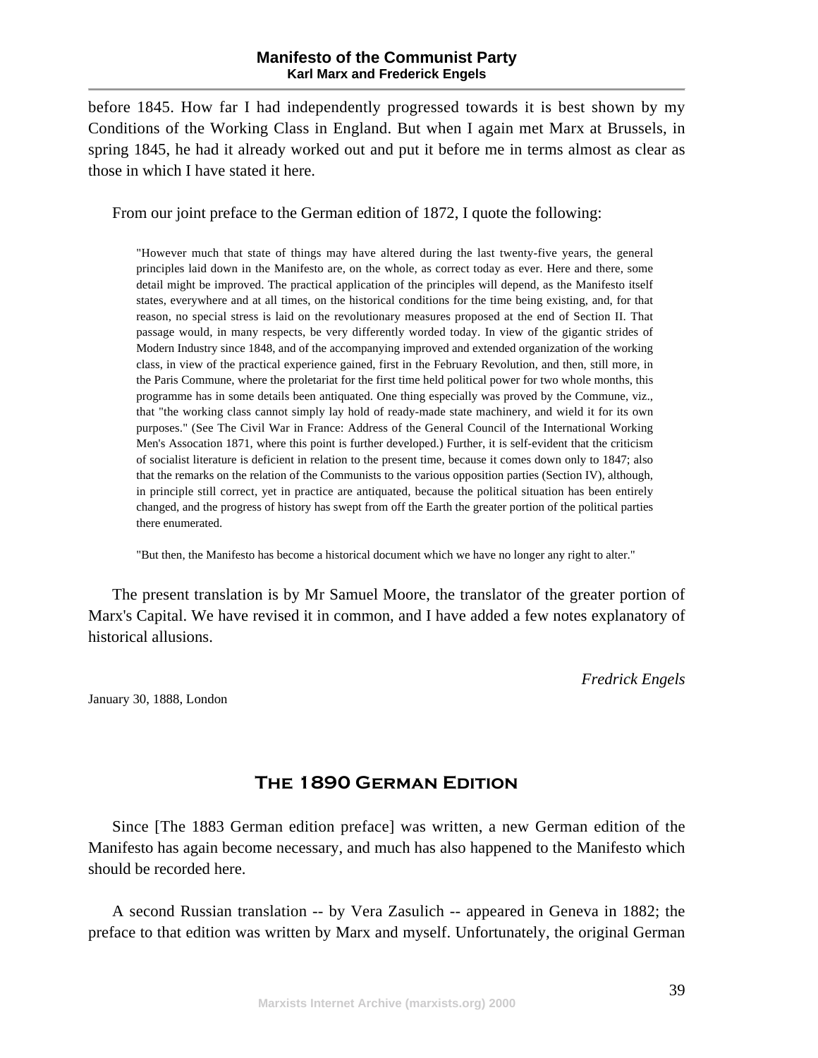before 1845. How far I had independently progressed towards it is best shown by my Conditions of the Working Class in England. But when I again met Marx at Brussels, in spring 1845, he had it already worked out and put it before me in terms almost as clear as those in which I have stated it here.

From our joint preface to the German edition of 1872, I quote the following:

> "However much that state of things may have altered during the last twenty-five years, the general principles laid down in the Manifesto are, on the whole, as correct today as ever. Here and there, some detail might be improved. The practical application of the principles will depend, as the Manifesto itself states, everywhere and at all times, on the historical conditions for the time being existing, and, for that reason, no special stress is laid on the revolutionary measures proposed at the end of Section II. That passage would, in many respects, be very differently worded today. In view of the gigantic strides of Modern Industry since 1848, and of the accompanying improved and extended organization of the working class, in view of the practical experience gained, first in the February Revolution, and then, still more, in the Paris Commune, where the proletariat for the first time held political power for two whole months, this programme has in some details been antiquated. One thing especially was proved by the Commune, viz., that "the working class cannot simply lay hold of ready-made state machinery, and wield it for its own purposes." (See The Civil War in France: Address of the General Council of the International Working Men's Assocation 1871, where this point is further developed.) Further, it is self-evident that the criticism of socialist literature is deficient in relation to the present time, because it comes down only to 1847; also that the remarks on the relation of the Communists to the various opposition parties (Section IV), although, in principle still correct, yet in practice are antiquated, because the political situation has been entirely changed, and the progress of history has swept from off the Earth the greater portion of the political parties there enumerated.
>
> "But then, the Manifesto has become a historical document which we have no longer any right to alter."

The present translation is by Mr Samuel Moore, the translator of the greater portion of Marx's Capital. We have revised it in common, and I have added a few notes explanatory of historical allusions.

*Fredrick Engels*

January 30, 1888, London

## The 1890 German Edition

Since [The 1883 German edition preface] was written, a new German edition of the Manifesto has again become necessary, and much has also happened to the Manifesto which should be recorded here.

A second Russian translation -- by Vera Zasulich -- appeared in Geneva in 1882; the preface to that edition was written by Marx and myself. Unfortunately, the original German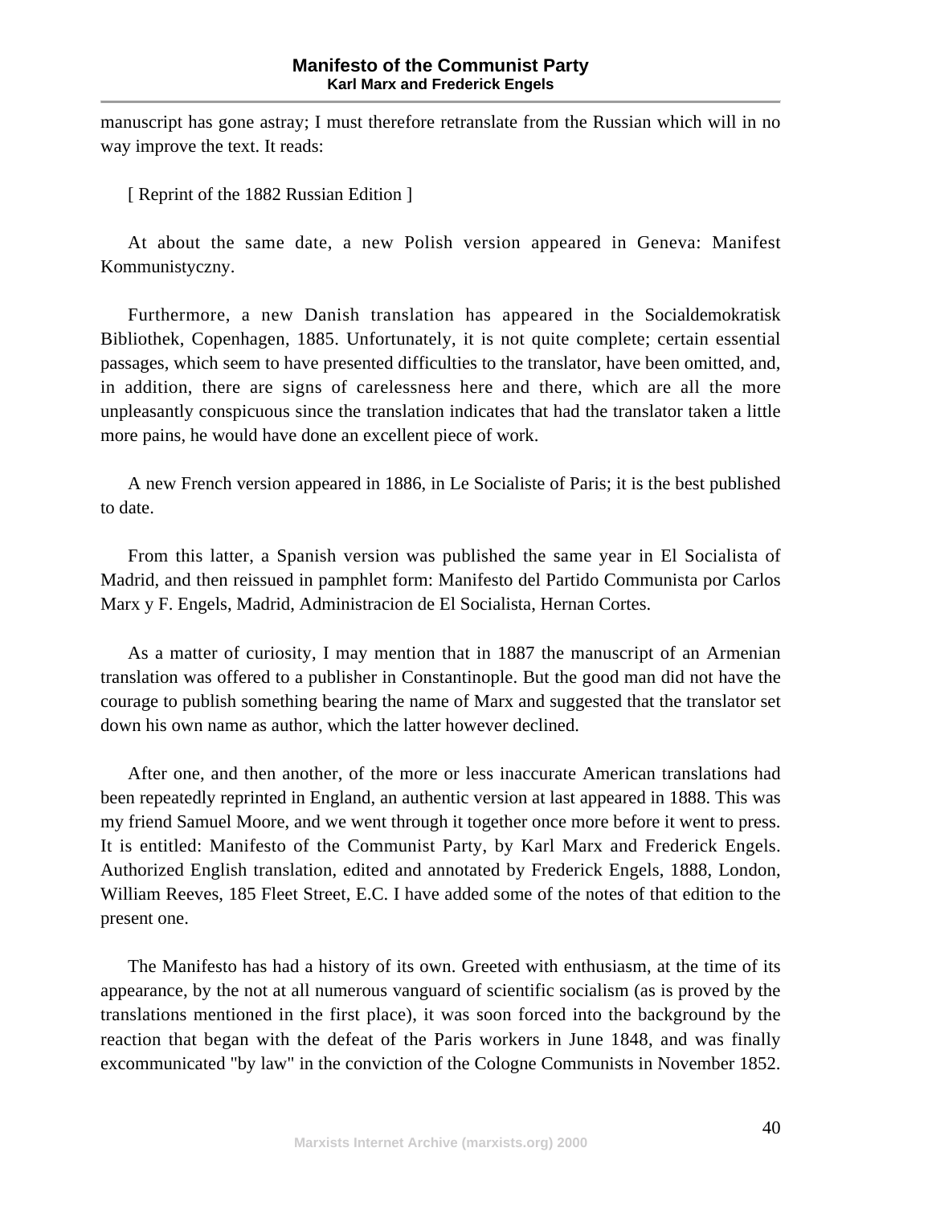manuscript has gone astray; I must therefore retranslate from the Russian which will in no way improve the text. It reads:

[ Reprint of the 1882 Russian Edition ]

At about the same date, a new Polish version appeared in Geneva: Manifest Kommunistyczny.

Furthermore, a new Danish translation has appeared in the Socialdemokratisk Bibliothek, Copenhagen, 1885. Unfortunately, it is not quite complete; certain essential passages, which seem to have presented difficulties to the translator, have been omitted, and, in addition, there are signs of carelessness here and there, which are all the more unpleasantly conspicuous since the translation indicates that had the translator taken a little more pains, he would have done an excellent piece of work.

A new French version appeared in 1886, in Le Socialiste of Paris; it is the best published to date.

From this latter, a Spanish version was published the same year in El Socialista of Madrid, and then reissued in pamphlet form: Manifesto del Partido Communista por Carlos Marx y F. Engels, Madrid, Administracion de El Socialista, Hernan Cortes.

As a matter of curiosity, I may mention that in 1887 the manuscript of an Armenian translation was offered to a publisher in Constantinople. But the good man did not have the courage to publish something bearing the name of Marx and suggested that the translator set down his own name as author, which the latter however declined.

After one, and then another, of the more or less inaccurate American translations had been repeatedly reprinted in England, an authentic version at last appeared in 1888. This was my friend Samuel Moore, and we went through it together once more before it went to press. It is entitled: Manifesto of the Communist Party, by Karl Marx and Frederick Engels. Authorized English translation, edited and annotated by Frederick Engels, 1888, London, William Reeves, 185 Fleet Street, E.C. I have added some of the notes of that edition to the present one.

The Manifesto has had a history of its own. Greeted with enthusiasm, at the time of its appearance, by the not at all numerous vanguard of scientific socialism (as is proved by the translations mentioned in the first place), it was soon forced into the background by the reaction that began with the defeat of the Paris workers in June 1848, and was finally excommunicated "by law" in the conviction of the Cologne Communists in November 1852.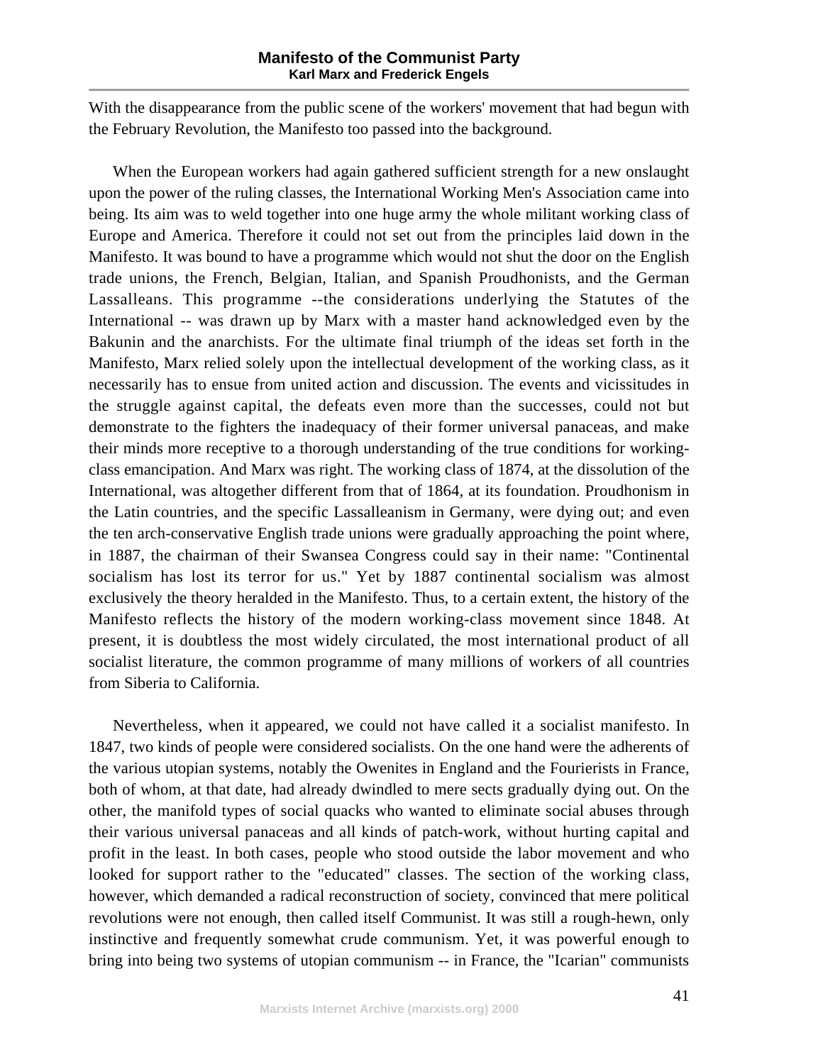With the disappearance from the public scene of the workers' movement that had begun with the February Revolution, the Manifesto too passed into the background.

When the European workers had again gathered sufficient strength for a new onslaught upon the power of the ruling classes, the International Working Men's Association came into being. Its aim was to weld together into one huge army the whole militant working class of Europe and America. Therefore it could not set out from the principles laid down in the Manifesto. It was bound to have a programme which would not shut the door on the English trade unions, the French, Belgian, Italian, and Spanish Proudhonists, and the German Lassalleans. This programme --the considerations underlying the Statutes of the International -- was drawn up by Marx with a master hand acknowledged even by the Bakunin and the anarchists. For the ultimate final triumph of the ideas set forth in the Manifesto, Marx relied solely upon the intellectual development of the working class, as it necessarily has to ensue from united action and discussion. The events and vicissitudes in the struggle against capital, the defeats even more than the successes, could not but demonstrate to the fighters the inadequacy of their former universal panaceas, and make their minds more receptive to a thorough understanding of the true conditions for working-class emancipation. And Marx was right. The working class of 1874, at the dissolution of the International, was altogether different from that of 1864, at its foundation. Proudhonism in the Latin countries, and the specific Lassalleanism in Germany, were dying out; and even the ten arch-conservative English trade unions were gradually approaching the point where, in 1887, the chairman of their Swansea Congress could say in their name: "Continental socialism has lost its terror for us." Yet by 1887 continental socialism was almost exclusively the theory heralded in the Manifesto. Thus, to a certain extent, the history of the Manifesto reflects the history of the modern working-class movement since 1848. At present, it is doubtless the most widely circulated, the most international product of all socialist literature, the common programme of many millions of workers of all countries from Siberia to California.

Nevertheless, when it appeared, we could not have called it a socialist manifesto. In 1847, two kinds of people were considered socialists. On the one hand were the adherents of the various utopian systems, notably the Owenites in England and the Fourierists in France, both of whom, at that date, had already dwindled to mere sects gradually dying out. On the other, the manifold types of social quacks who wanted to eliminate social abuses through their various universal panaceas and all kinds of patch-work, without hurting capital and profit in the least. In both cases, people who stood outside the labor movement and who looked for support rather to the "educated" classes. The section of the working class, however, which demanded a radical reconstruction of society, convinced that mere political revolutions were not enough, then called itself Communist. It was still a rough-hewn, only instinctive and frequently somewhat crude communism. Yet, it was powerful enough to bring into being two systems of utopian communism -- in France, the "Icarian" communists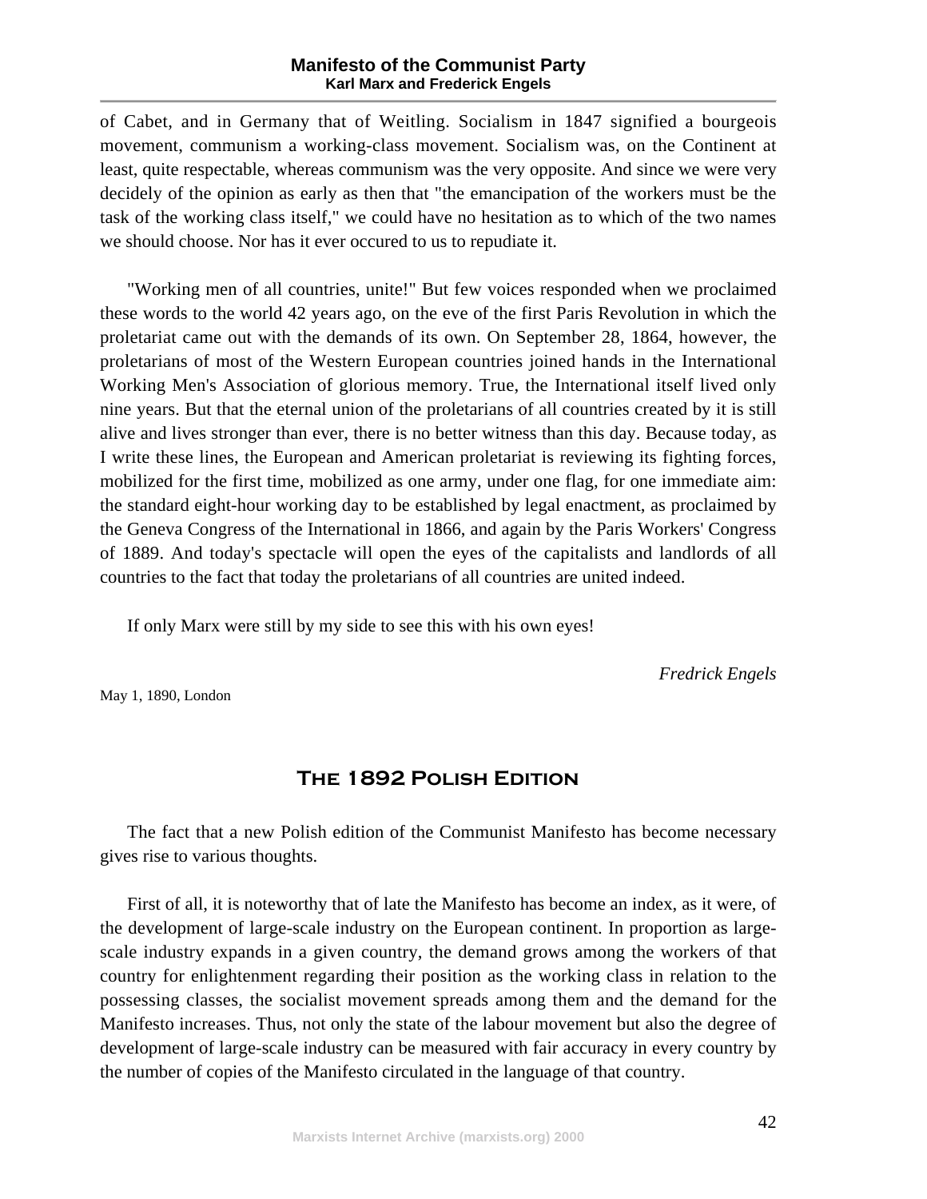of Cabet, and in Germany that of Weitling. Socialism in 1847 signified a bourgeois movement, communism a working-class movement. Socialism was, on the Continent at least, quite respectable, whereas communism was the very opposite. And since we were very decidely of the opinion as early as then that "the emancipation of the workers must be the task of the working class itself," we could have no hesitation as to which of the two names we should choose. Nor has it ever occured to us to repudiate it.

"Working men of all countries, unite!" But few voices responded when we proclaimed these words to the world 42 years ago, on the eve of the first Paris Revolution in which the proletariat came out with the demands of its own. On September 28, 1864, however, the proletarians of most of the Western European countries joined hands in the International Working Men's Association of glorious memory. True, the International itself lived only nine years. But that the eternal union of the proletarians of all countries created by it is still alive and lives stronger than ever, there is no better witness than this day. Because today, as I write these lines, the European and American proletariat is reviewing its fighting forces, mobilized for the first time, mobilized as one army, under one flag, for one immediate aim: the standard eight-hour working day to be established by legal enactment, as proclaimed by the Geneva Congress of the International in 1866, and again by the Paris Workers' Congress of 1889. And today's spectacle will open the eyes of the capitalists and landlords of all countries to the fact that today the proletarians of all countries are united indeed.

If only Marx were still by my side to see this with his own eyes!

*Fredrick Engels*

May 1, 1890, London

## The 1892 Polish Edition

The fact that a new Polish edition of the Communist Manifesto has become necessary gives rise to various thoughts.

First of all, it is noteworthy that of late the Manifesto has become an index, as it were, of the development of large-scale industry on the European continent. In proportion as large-scale industry expands in a given country, the demand grows among the workers of that country for enlightenment regarding their position as the working class in relation to the possessing classes, the socialist movement spreads among them and the demand for the Manifesto increases. Thus, not only the state of the labour movement but also the degree of development of large-scale industry can be measured with fair accuracy in every country by the number of copies of the Manifesto circulated in the language of that country.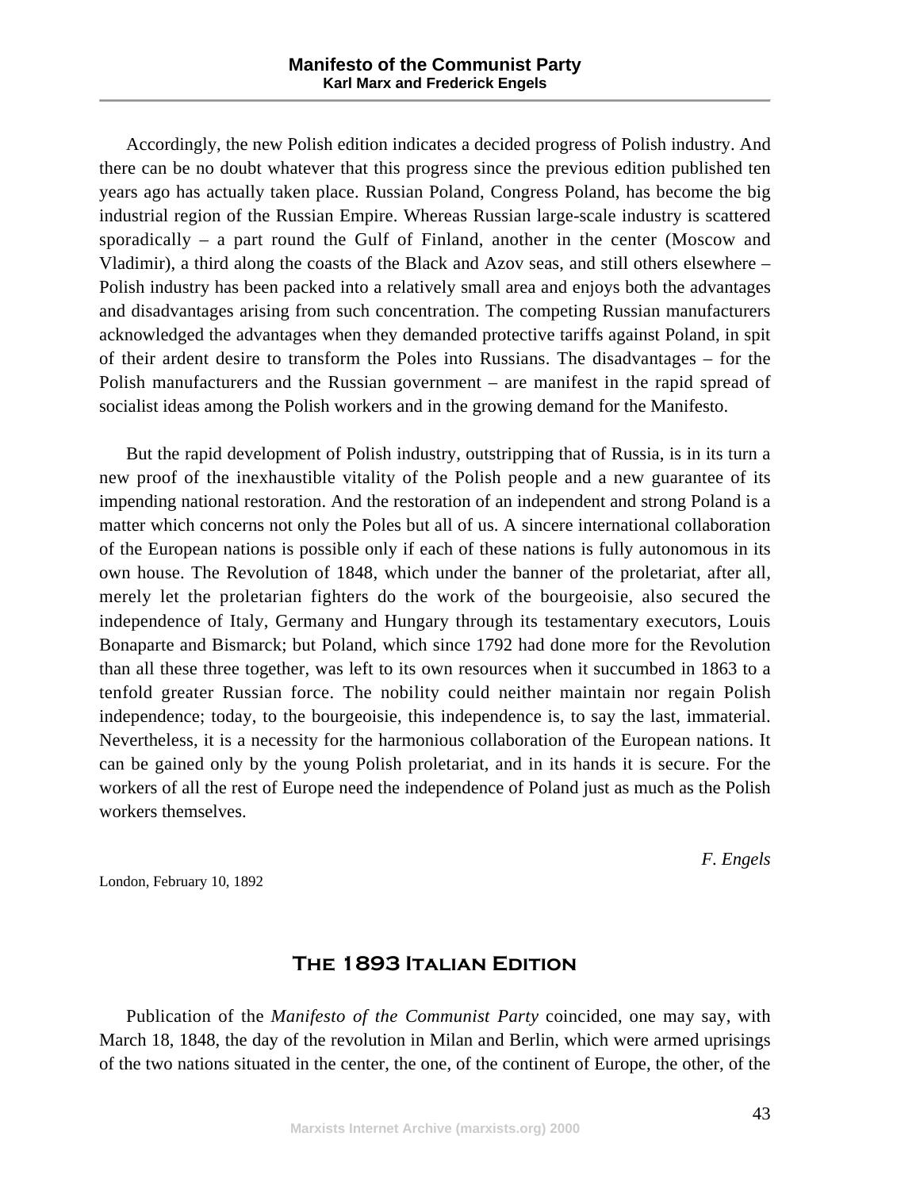Accordingly, the new Polish edition indicates a decided progress of Polish industry. And there can be no doubt whatever that this progress since the previous edition published ten years ago has actually taken place. Russian Poland, Congress Poland, has become the big industrial region of the Russian Empire. Whereas Russian large-scale industry is scattered sporadically – a part round the Gulf of Finland, another in the center (Moscow and Vladimir), a third along the coasts of the Black and Azov seas, and still others elsewhere – Polish industry has been packed into a relatively small area and enjoys both the advantages and disadvantages arising from such concentration. The competing Russian manufacturers acknowledged the advantages when they demanded protective tariffs against Poland, in spit of their ardent desire to transform the Poles into Russians. The disadvantages – for the Polish manufacturers and the Russian government – are manifest in the rapid spread of socialist ideas among the Polish workers and in the growing demand for the Manifesto.

But the rapid development of Polish industry, outstripping that of Russia, is in its turn a new proof of the inexhaustible vitality of the Polish people and a new guarantee of its impending national restoration. And the restoration of an independent and strong Poland is a matter which concerns not only the Poles but all of us. A sincere international collaboration of the European nations is possible only if each of these nations is fully autonomous in its own house. The Revolution of 1848, which under the banner of the proletariat, after all, merely let the proletarian fighters do the work of the bourgeoisie, also secured the independence of Italy, Germany and Hungary through its testamentary executors, Louis Bonaparte and Bismarck; but Poland, which since 1792 had done more for the Revolution than all these three together, was left to its own resources when it succumbed in 1863 to a tenfold greater Russian force. The nobility could neither maintain nor regain Polish independence; today, to the bourgeoisie, this independence is, to say the last, immaterial. Nevertheless, it is a necessity for the harmonious collaboration of the European nations. It can be gained only by the young Polish proletariat, and in its hands it is secure. For the workers of all the rest of Europe need the independence of Poland just as much as the Polish workers themselves.

*F. Engels*

London, February 10, 1892

## The 1893 Italian Edition

Publication of the *Manifesto of the Communist Party* coincided, one may say, with March 18, 1848, the day of the revolution in Milan and Berlin, which were armed uprisings of the two nations situated in the center, the one, of the continent of Europe, the other, of the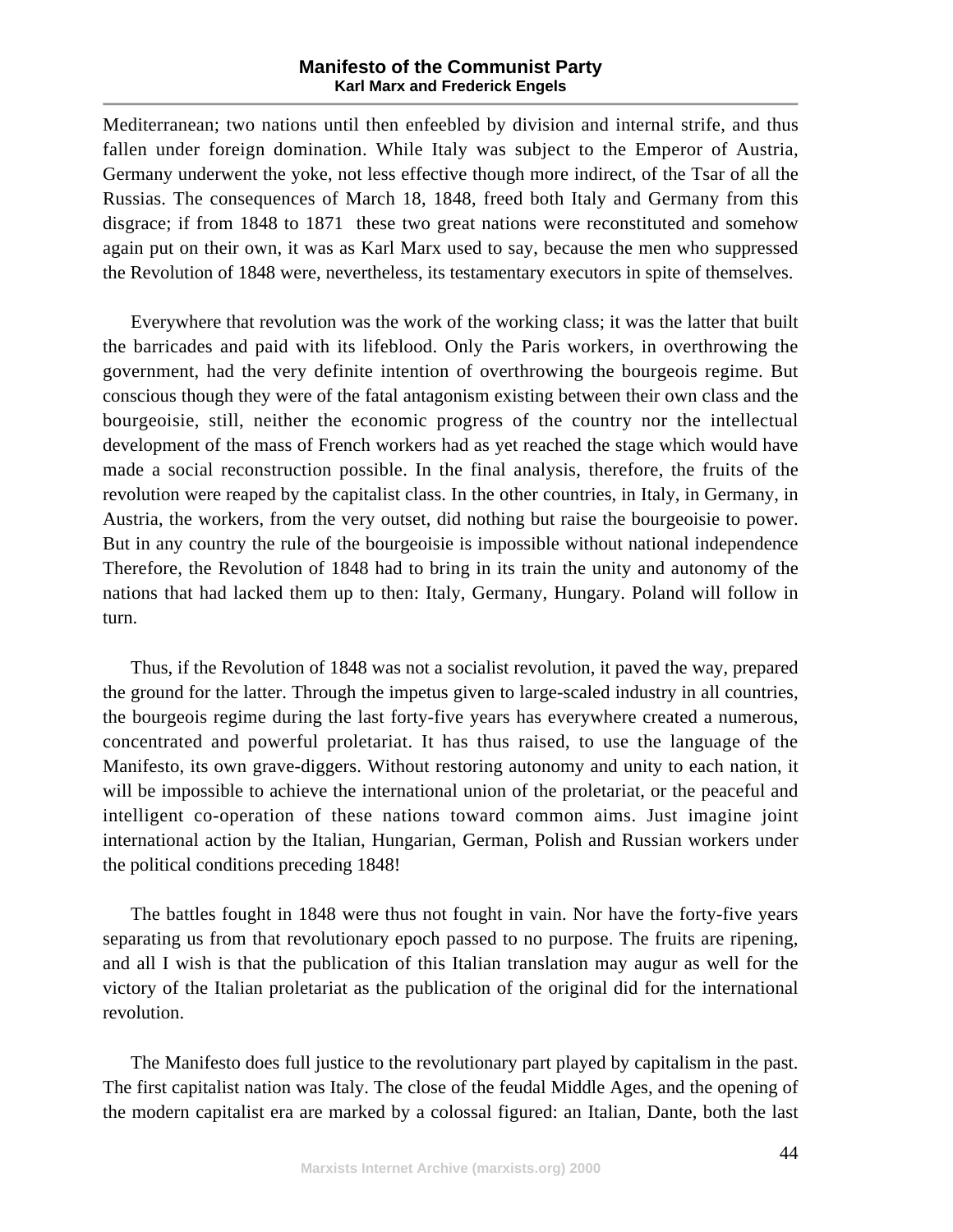Mediterranean; two nations until then enfeebled by division and internal strife, and thus fallen under foreign domination. While Italy was subject to the Emperor of Austria, Germany underwent the yoke, not less effective though more indirect, of the Tsar of all the Russias. The consequences of March 18, 1848, freed both Italy and Germany from this disgrace; if from 1848 to 1871 these two great nations were reconstituted and somehow again put on their own, it was as Karl Marx used to say, because the men who suppressed the Revolution of 1848 were, nevertheless, its testamentary executors in spite of themselves.

Everywhere that revolution was the work of the working class; it was the latter that built the barricades and paid with its lifeblood. Only the Paris workers, in overthrowing the government, had the very definite intention of overthrowing the bourgeois regime. But conscious though they were of the fatal antagonism existing between their own class and the bourgeoisie, still, neither the economic progress of the country nor the intellectual development of the mass of French workers had as yet reached the stage which would have made a social reconstruction possible. In the final analysis, therefore, the fruits of the revolution were reaped by the capitalist class. In the other countries, in Italy, in Germany, in Austria, the workers, from the very outset, did nothing but raise the bourgeoisie to power. But in any country the rule of the bourgeoisie is impossible without national independence Therefore, the Revolution of 1848 had to bring in its train the unity and autonomy of the nations that had lacked them up to then: Italy, Germany, Hungary. Poland will follow in turn.

Thus, if the Revolution of 1848 was not a socialist revolution, it paved the way, prepared the ground for the latter. Through the impetus given to large-scaled industry in all countries, the bourgeois regime during the last forty-five years has everywhere created a numerous, concentrated and powerful proletariat. It has thus raised, to use the language of the Manifesto, its own grave-diggers. Without restoring autonomy and unity to each nation, it will be impossible to achieve the international union of the proletariat, or the peaceful and intelligent co-operation of these nations toward common aims. Just imagine joint international action by the Italian, Hungarian, German, Polish and Russian workers under the political conditions preceding 1848!

The battles fought in 1848 were thus not fought in vain. Nor have the forty-five years separating us from that revolutionary epoch passed to no purpose. The fruits are ripening, and all I wish is that the publication of this Italian translation may augur as well for the victory of the Italian proletariat as the publication of the original did for the international revolution.

The Manifesto does full justice to the revolutionary part played by capitalism in the past. The first capitalist nation was Italy. The close of the feudal Middle Ages, and the opening of the modern capitalist era are marked by a colossal figured: an Italian, Dante, both the last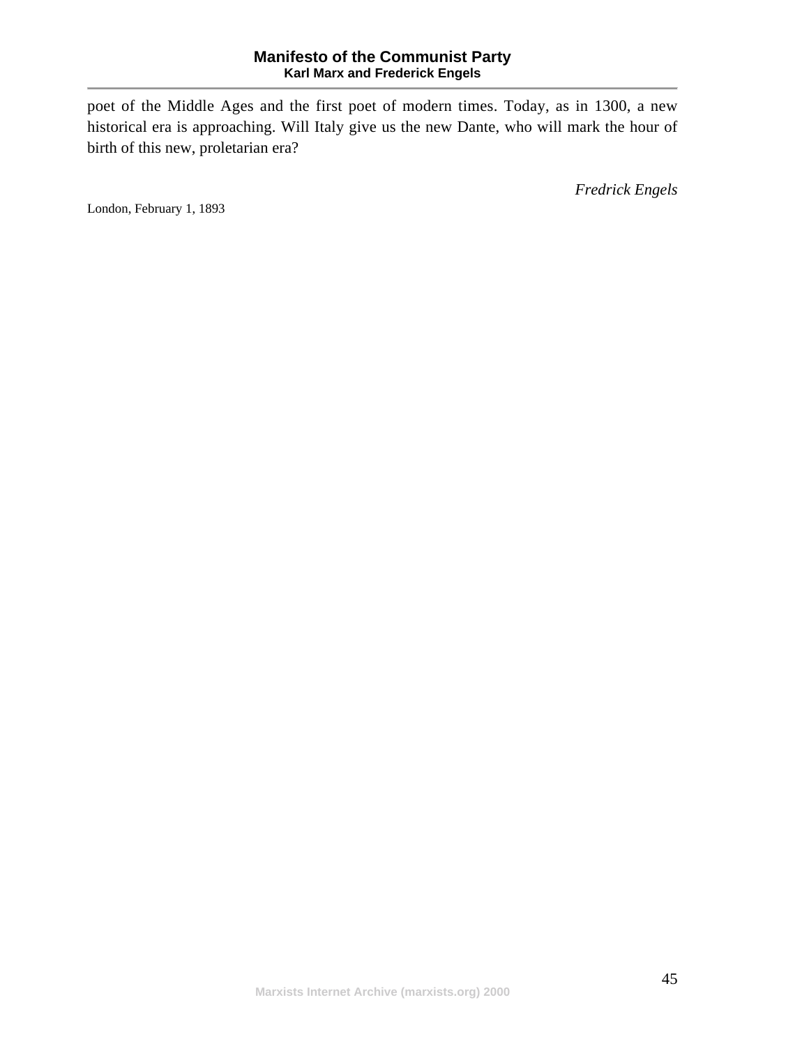poet of the Middle Ages and the first poet of modern times. Today, as in 1300, a new historical era is approaching. Will Italy give us the new Dante, who will mark the hour of birth of this new, proletarian era?

*Fredrick Engels*

London, February 1, 1893